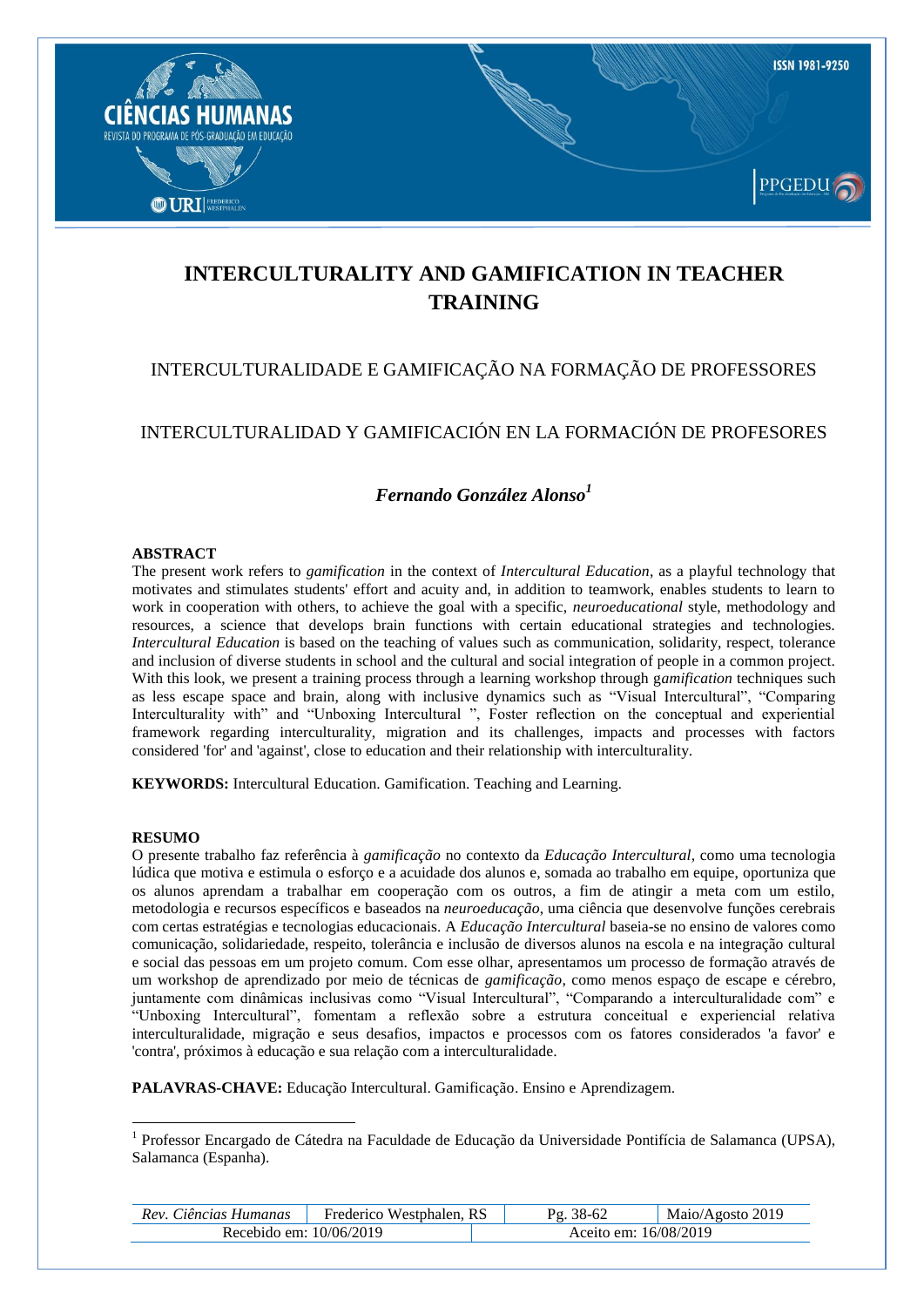# INTERCULTURALITY AND GAMIFICATION IN TEACHER TRAINING

## INTERCULTURALIDADE E GAMIFICAÇÃO NA FORMAÇÃO DE PROFESSORES

## INTERCULTURALIDAD Y GAMIFICACIÓN EN LA FORMACIÓN DE PROFESORES

***Fernando González Alonso*[1]**

**ABSTRACT**

The present work refers to *gamification* in the context of *Intercultural Education*, as a playful technology that motivates and stimulates students' effort and acuity and, in addition to teamwork, enables students to learn to work in cooperation with others, to achieve the goal with a specific, *neuroeducational* style, methodology and resources, a science that develops brain functions with certain educational strategies and technologies. *Intercultural Education* is based on the teaching of values such as communication, solidarity, respect, tolerance and inclusion of diverse students in school and the cultural and social integration of people in a common project. With this look, we present a training process through a learning workshop through g*amification* techniques such as less escape space and brain, along with inclusive dynamics such as "Visual Intercultural", "Comparing Interculturality with" and "Unboxing Intercultural ", Foster reflection on the conceptual and experiential framework regarding interculturality, migration and its challenges, impacts and processes with factors considered 'for' and 'against', close to education and their relationship with interculturality.

**KEYWORDS:** Intercultural Education. Gamification. Teaching and Learning.

**RESUMO**

O presente trabalho faz referência à *gamificação* no contexto da *Educação Intercultural*, como uma tecnologia lúdica que motiva e estimula o esforço e a acuidade dos alunos e, somada ao trabalho em equipe, oportuniza que os alunos aprendam a trabalhar em cooperação com os outros, a fim de atingir a meta com um estilo, metodologia e recursos específicos e baseados na *neuroeducação*, uma ciência que desenvolve funções cerebrais com certas estratégias e tecnologias educacionais. A *Educação Intercultural* baseia-se no ensino de valores como comunicação, solidariedade, respeito, tolerância e inclusão de diversos alunos na escola e na integração cultural e social das pessoas em um projeto comum. Com esse olhar, apresentamos um processo de formação através de um workshop de aprendizado por meio de técnicas de *gamificação*, como menos espaço de escape e cérebro, juntamente com dinâmicas inclusivas como "Visual Intercultural", "Comparando a interculturalidade com" e "Unboxing Intercultural", fomentam a reflexão sobre a estrutura conceitual e experiencial relativa interculturalidade, migração e seus desafios, impactos e processos com os fatores considerados 'a favor' e 'contra', próximos à educação e sua relação com a interculturalidade.

**PALAVRAS-CHAVE:** Educação Intercultural. Gamificação. Ensino e Aprendizagem.

---

[1] Professor Encargado de Cátedra na Faculdade de Educação da Universidade Pontifícia de Salamanca (UPSA), Salamanca (Espanha).

Recebido em: 10/06/2019 | Aceito em: 16/08/2019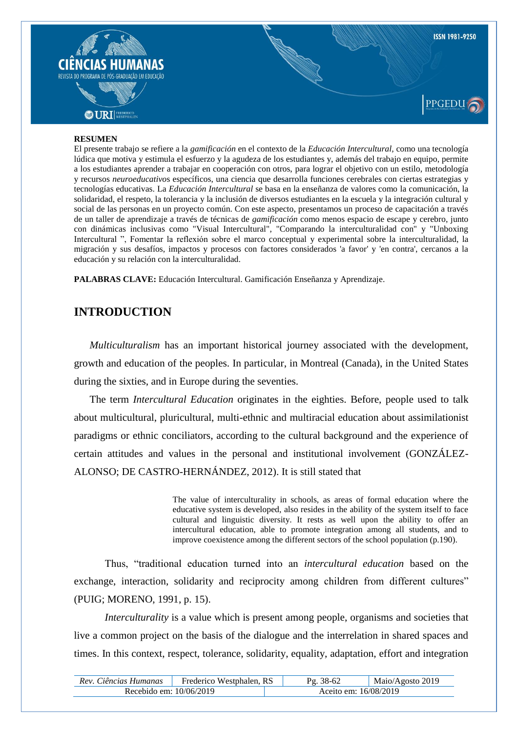**RESUMEN**

El presente trabajo se refiere a la *gamificación* en el contexto de la *Educación Intercultural*, como una tecnología lúdica que motiva y estimula el esfuerzo y la agudeza de los estudiantes y, además del trabajo en equipo, permite a los estudiantes aprender a trabajar en cooperación con otros, para lograr el objetivo con un estilo, metodología y recursos *neuroeducativo*s específicos, una ciencia que desarrolla funciones cerebrales con ciertas estrategias y tecnologías educativas. La *Educación Intercultural* se basa en la enseñanza de valores como la comunicación, la solidaridad, el respeto, la tolerancia y la inclusión de diversos estudiantes en la escuela y la integración cultural y social de las personas en un proyecto común. Con este aspecto, presentamos un proceso de capacitación a través de un taller de aprendizaje a través de técnicas de *gamificación* como menos espacio de escape y cerebro, junto con dinámicas inclusivas como "Visual Intercultural", "Comparando la interculturalidad con" y "Unboxing Intercultural ", Fomentar la reflexión sobre el marco conceptual y experimental sobre la interculturalidad, la migración y sus desafíos, impactos y procesos con factores considerados 'a favor' y 'en contra', cercanos a la educación y su relación con la interculturalidad.

**PALABRAS CLAVE:** Educación Intercultural. Gamificación Enseñanza y Aprendizaje.

## INTRODUCTION

*Multiculturalism* has an important historical journey associated with the development, growth and education of the peoples. In particular, in Montreal (Canada), in the United States during the sixties, and in Europe during the seventies.

The term *Intercultural Education* originates in the eighties. Before, people used to talk about multicultural, pluricultural, multi-ethnic and multiracial education about assimilationist paradigms or ethnic conciliators, according to the cultural background and the experience of certain attitudes and values in the personal and institutional involvement (GONZÁLEZ-ALONSO; DE CASTRO-HERNÁNDEZ, 2012). It is still stated that

> The value of interculturality in schools, as areas of formal education where the educative system is developed, also resides in the ability of the system itself to face cultural and linguistic diversity. It rests as well upon the ability to offer an intercultural education, able to promote integration among all students, and to improve coexistence among the different sectors of the school population (p.190).

Thus, "traditional education turned into an *intercultural education* based on the exchange, interaction, solidarity and reciprocity among children from different cultures" (PUIG; MORENO, 1991, p. 15).

*Interculturality* is a value which is present among people, organisms and societies that live a common project on the basis of the dialogue and the interrelation in shared spaces and times. In this context, respect, tolerance, solidarity, equality, adaptation, effort and integration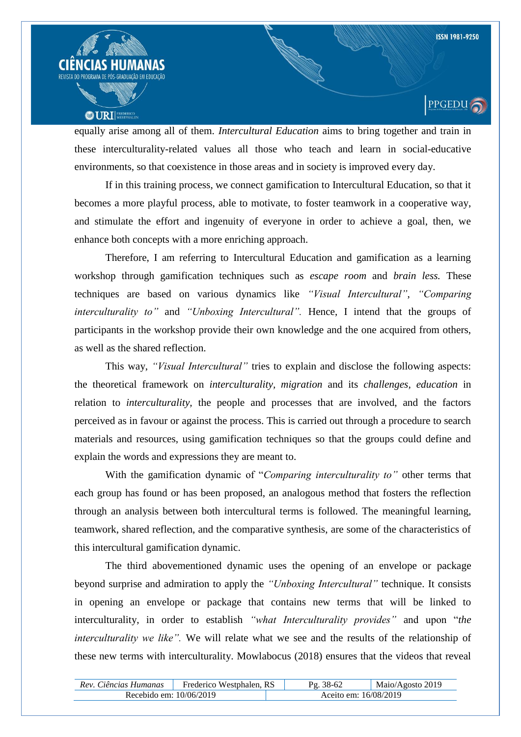equally arise among all of them. *Intercultural Education* aims to bring together and train in these interculturality-related values all those who teach and learn in social-educative environments, so that coexistence in those areas and in society is improved every day.

If in this training process, we connect gamification to Intercultural Education, so that it becomes a more playful process, able to motivate, to foster teamwork in a cooperative way, and stimulate the effort and ingenuity of everyone in order to achieve a goal, then, we enhance both concepts with a more enriching approach.

Therefore, I am referring to Intercultural Education and gamification as a learning workshop through gamification techniques such as *escape room* and *brain less.* These techniques are based on various dynamics like *"Visual Intercultural"*, *"Comparing interculturality to"* and *"Unboxing Intercultural".* Hence, I intend that the groups of participants in the workshop provide their own knowledge and the one acquired from others, as well as the shared reflection.

This way, *"Visual Intercultural"* tries to explain and disclose the following aspects: the theoretical framework on *interculturality, migration* and its *challenges, education* in relation to *interculturality,* the people and processes that are involved, and the factors perceived as in favour or against the process. This is carried out through a procedure to search materials and resources, using gamification techniques so that the groups could define and explain the words and expressions they are meant to.

With the gamification dynamic of "*Comparing interculturality to"* other terms that each group has found or has been proposed, an analogous method that fosters the reflection through an analysis between both intercultural terms is followed. The meaningful learning, teamwork, shared reflection, and the comparative synthesis, are some of the characteristics of this intercultural gamification dynamic.

The third abovementioned dynamic uses the opening of an envelope or package beyond surprise and admiration to apply the *"Unboxing Intercultural"* technique. It consists in opening an envelope or package that contains new terms that will be linked to interculturality, in order to establish *"what Interculturality provides"* and upon "*the interculturality we like".* We will relate what we see and the results of the relationship of these new terms with interculturality. Mowlabocus (2018) ensures that the videos that reveal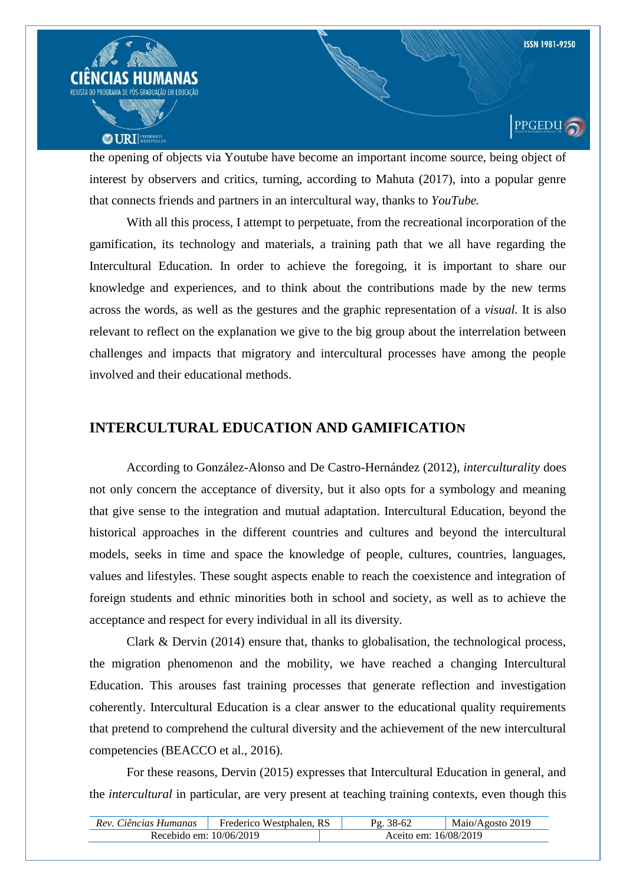the opening of objects via Youtube have become an important income source, being object of interest by observers and critics, turning, according to Mahuta (2017), into a popular genre that connects friends and partners in an intercultural way, thanks to *YouTube.*

With all this process, I attempt to perpetuate, from the recreational incorporation of the gamification, its technology and materials, a training path that we all have regarding the Intercultural Education. In order to achieve the foregoing, it is important to share our knowledge and experiences, and to think about the contributions made by the new terms across the words, as well as the gestures and the graphic representation of a *visual.* It is also relevant to reflect on the explanation we give to the big group about the interrelation between challenges and impacts that migratory and intercultural processes have among the people involved and their educational methods.

## INTERCULTURAL EDUCATION AND GAMIFICATION

According to González-Alonso and De Castro-Hernández (2012), *interculturality* does not only concern the acceptance of diversity, but it also opts for a symbology and meaning that give sense to the integration and mutual adaptation. Intercultural Education, beyond the historical approaches in the different countries and cultures and beyond the intercultural models, seeks in time and space the knowledge of people, cultures, countries, languages, values and lifestyles. These sought aspects enable to reach the coexistence and integration of foreign students and ethnic minorities both in school and society, as well as to achieve the acceptance and respect for every individual in all its diversity.

Clark & Dervin (2014) ensure that, thanks to globalisation, the technological process, the migration phenomenon and the mobility, we have reached a changing Intercultural Education. This arouses fast training processes that generate reflection and investigation coherently. Intercultural Education is a clear answer to the educational quality requirements that pretend to comprehend the cultural diversity and the achievement of the new intercultural competencies (BEACCO et al., 2016).

For these reasons, Dervin (2015) expresses that Intercultural Education in general, and the *intercultural* in particular, are very present at teaching training contexts, even though this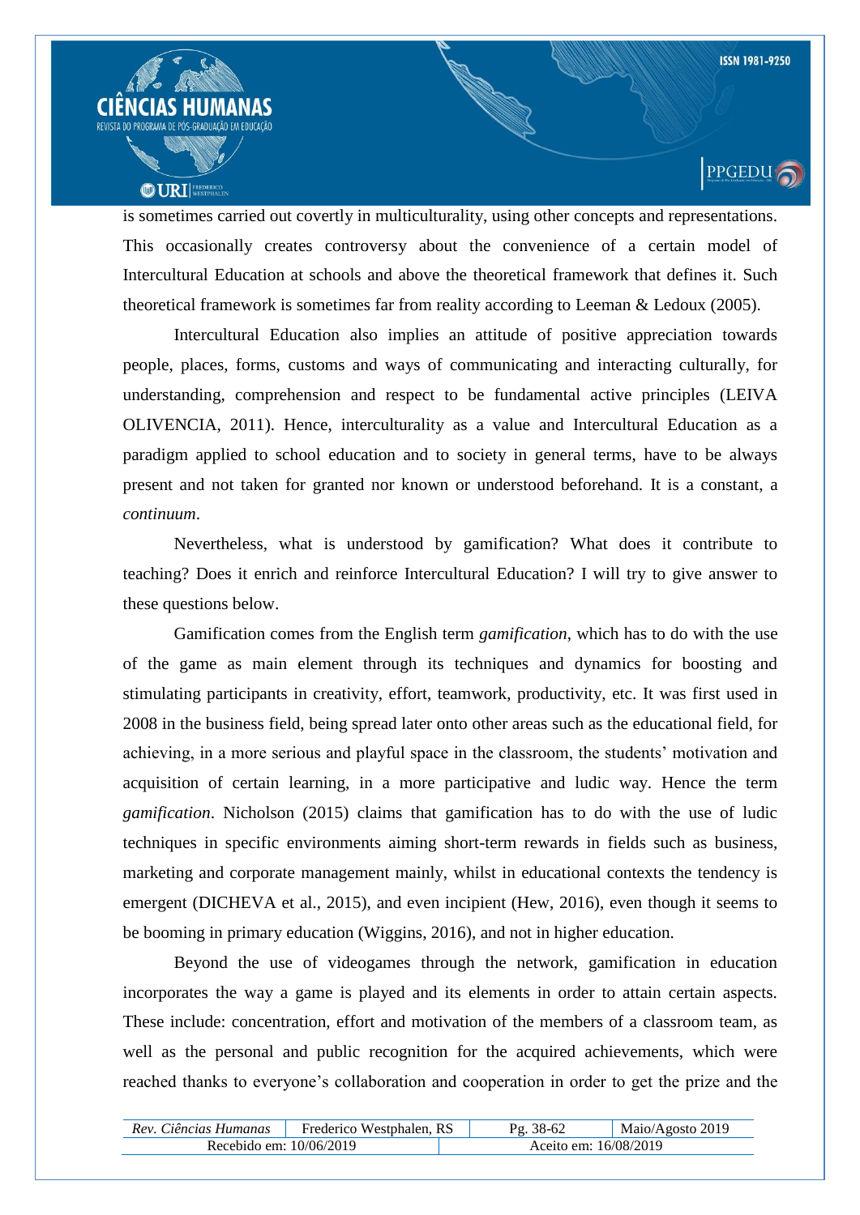is sometimes carried out covertly in multiculturality, using other concepts and representations. This occasionally creates controversy about the convenience of a certain model of Intercultural Education at schools and above the theoretical framework that defines it. Such theoretical framework is sometimes far from reality according to Leeman & Ledoux (2005).

Intercultural Education also implies an attitude of positive appreciation towards people, places, forms, customs and ways of communicating and interacting culturally, for understanding, comprehension and respect to be fundamental active principles (LEIVA OLIVENCIA, 2011). Hence, interculturality as a value and Intercultural Education as a paradigm applied to school education and to society in general terms, have to be always present and not taken for granted nor known or understood beforehand. It is a constant, a *continuum*.

Nevertheless, what is understood by gamification? What does it contribute to teaching? Does it enrich and reinforce Intercultural Education? I will try to give answer to these questions below.

Gamification comes from the English term *gamification*, which has to do with the use of the game as main element through its techniques and dynamics for boosting and stimulating participants in creativity, effort, teamwork, productivity, etc. It was first used in 2008 in the business field, being spread later onto other areas such as the educational field, for achieving, in a more serious and playful space in the classroom, the students' motivation and acquisition of certain learning, in a more participative and ludic way. Hence the term *gamification*. Nicholson (2015) claims that gamification has to do with the use of ludic techniques in specific environments aiming short-term rewards in fields such as business, marketing and corporate management mainly, whilst in educational contexts the tendency is emergent (DICHEVA et al., 2015), and even incipient (Hew, 2016), even though it seems to be booming in primary education (Wiggins, 2016), and not in higher education.

Beyond the use of videogames through the network, gamification in education incorporates the way a game is played and its elements in order to attain certain aspects. These include: concentration, effort and motivation of the members of a classroom team, as well as the personal and public recognition for the acquired achievements, which were reached thanks to everyone's collaboration and cooperation in order to get the prize and the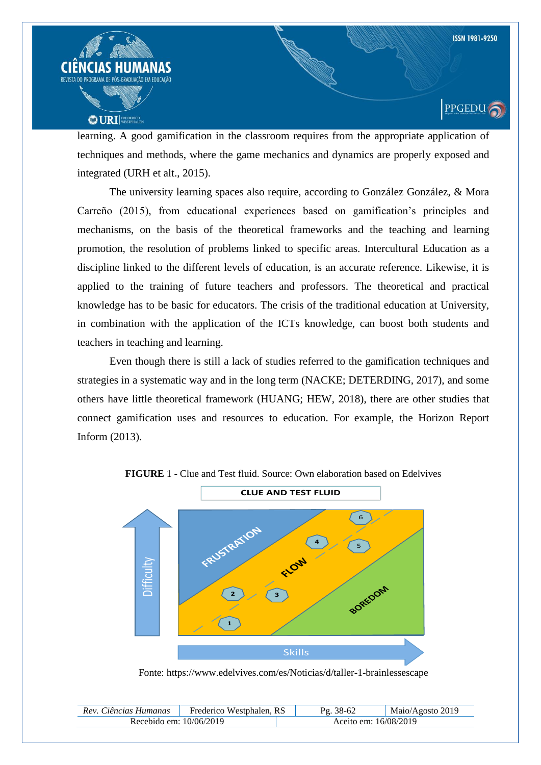learning. A good gamification in the classroom requires from the appropriate application of techniques and methods, where the game mechanics and dynamics are properly exposed and integrated (URH et alt., 2015).

The university learning spaces also require, according to González González, & Mora Carreño (2015), from educational experiences based on gamification's principles and mechanisms, on the basis of the theoretical frameworks and the teaching and learning promotion, the resolution of problems linked to specific areas. Intercultural Education as a discipline linked to the different levels of education, is an accurate reference. Likewise, it is applied to the training of future teachers and professors. The theoretical and practical knowledge has to be basic for educators. The crisis of the traditional education at University, in combination with the application of the ICTs knowledge, can boost both students and teachers in teaching and learning.

Even though there is still a lack of studies referred to the gamification techniques and strategies in a systematic way and in the long term (NACKE; DETERDING, 2017), and some others have little theoretical framework (HUANG; HEW, 2018), there are other studies that connect gamification uses and resources to education. For example, the Horizon Report Inform (2013).

**FIGURE** 1 - Clue and Test fluid. Source: Own elaboration based on Edelvives

Fonte: https://www.edelvives.com/es/Noticias/d/taller-1-brainlessescape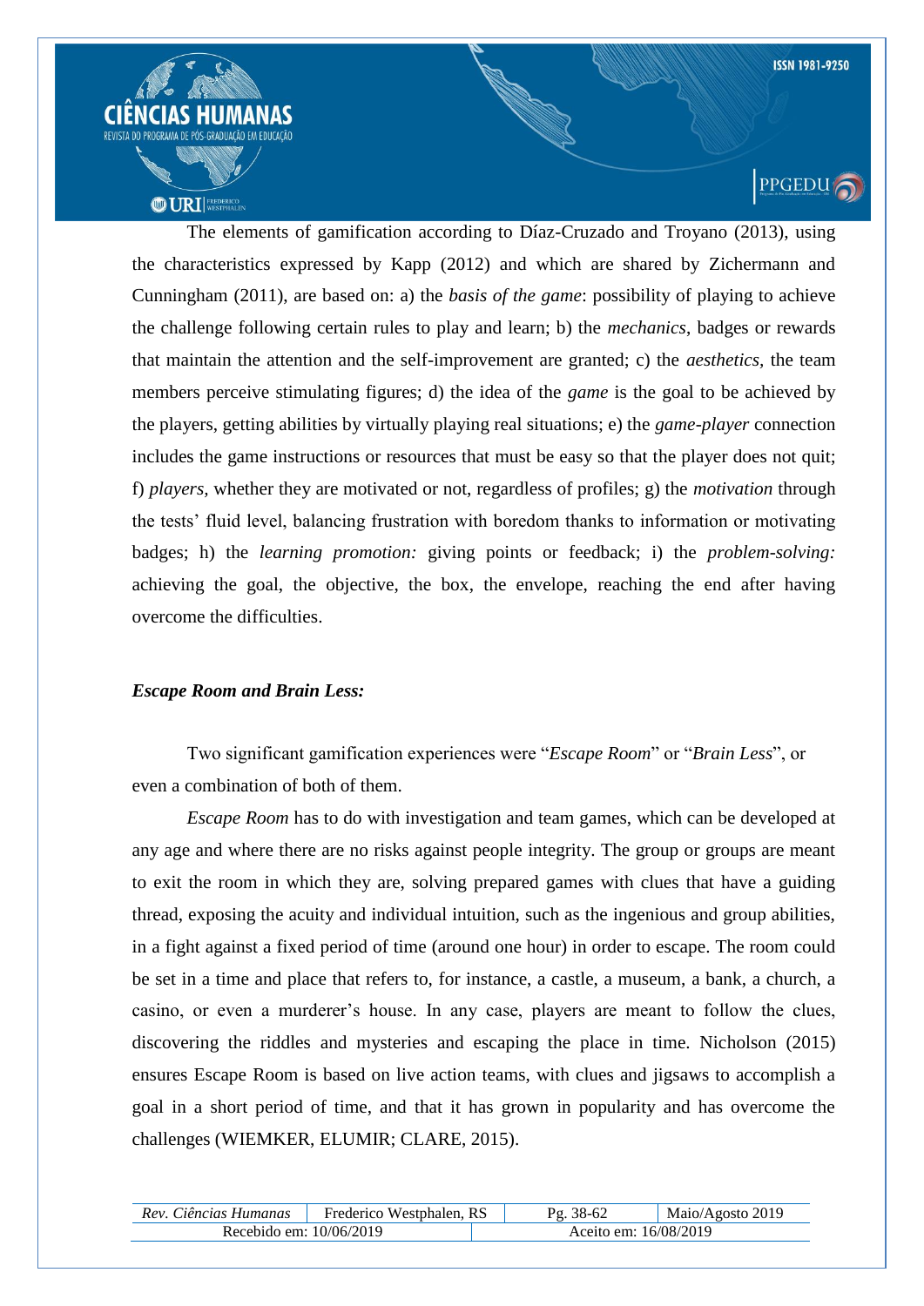The elements of gamification according to Díaz-Cruzado and Troyano (2013), using the characteristics expressed by Kapp (2012) and which are shared by Zichermann and Cunningham (2011), are based on: a) the *basis of the game*: possibility of playing to achieve the challenge following certain rules to play and learn; b) the *mechanics*, badges or rewards that maintain the attention and the self-improvement are granted; c) the *aesthetics*, the team members perceive stimulating figures; d) the idea of the *game* is the goal to be achieved by the players, getting abilities by virtually playing real situations; e) the *game-player* connection includes the game instructions or resources that must be easy so that the player does not quit; f) *players*, whether they are motivated or not, regardless of profiles; g) the *motivation* through the tests' fluid level, balancing frustration with boredom thanks to information or motivating badges; h) the *learning promotion:* giving points or feedback; i) the *problem-solving:* achieving the goal, the objective, the box, the envelope, reaching the end after having overcome the difficulties.

***Escape Room and Brain Less:***

Two significant gamification experiences were "*Escape Room*" or "*Brain Less*", or even a combination of both of them.

*Escape Room* has to do with investigation and team games, which can be developed at any age and where there are no risks against people integrity. The group or groups are meant to exit the room in which they are, solving prepared games with clues that have a guiding thread, exposing the acuity and individual intuition, such as the ingenious and group abilities, in a fight against a fixed period of time (around one hour) in order to escape. The room could be set in a time and place that refers to, for instance, a castle, a museum, a bank, a church, a casino, or even a murderer's house. In any case, players are meant to follow the clues, discovering the riddles and mysteries and escaping the place in time. Nicholson (2015) ensures Escape Room is based on live action teams, with clues and jigsaws to accomplish a goal in a short period of time, and that it has grown in popularity and has overcome the challenges (WIEMKER, ELUMIR; CLARE, 2015).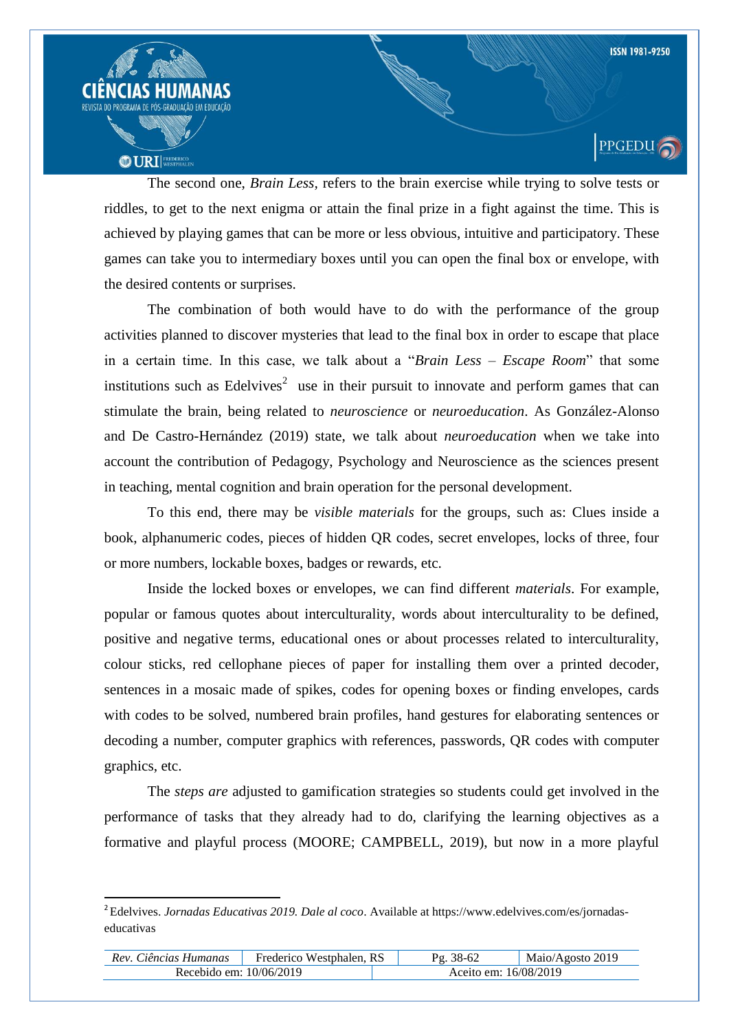The second one, *Brain Less*, refers to the brain exercise while trying to solve tests or riddles, to get to the next enigma or attain the final prize in a fight against the time. This is achieved by playing games that can be more or less obvious, intuitive and participatory. These games can take you to intermediary boxes until you can open the final box or envelope, with the desired contents or surprises.

The combination of both would have to do with the performance of the group activities planned to discover mysteries that lead to the final box in order to escape that place in a certain time. In this case, we talk about a "*Brain Less – Escape Room*" that some institutions such as Edelvives[2] use in their pursuit to innovate and perform games that can stimulate the brain, being related to *neuroscience* or *neuroeducation*. As González-Alonso and De Castro-Hernández (2019) state, we talk about *neuroeducation* when we take into account the contribution of Pedagogy, Psychology and Neuroscience as the sciences present in teaching, mental cognition and brain operation for the personal development.

To this end, there may be *visible materials* for the groups, such as: Clues inside a book, alphanumeric codes, pieces of hidden QR codes, secret envelopes, locks of three, four or more numbers, lockable boxes, badges or rewards, etc.

Inside the locked boxes or envelopes, we can find different *materials*. For example, popular or famous quotes about interculturality, words about interculturality to be defined, positive and negative terms, educational ones or about processes related to interculturality, colour sticks, red cellophane pieces of paper for installing them over a printed decoder, sentences in a mosaic made of spikes, codes for opening boxes or finding envelopes, cards with codes to be solved, numbered brain profiles, hand gestures for elaborating sentences or decoding a number, computer graphics with references, passwords, QR codes with computer graphics, etc.

The *steps are* adjusted to gamification strategies so students could get involved in the performance of tasks that they already had to do, clarifying the learning objectives as a formative and playful process (MOORE; CAMPBELL, 2019), but now in a more playful

---

[2] Edelvives. *Jornadas Educativas 2019. Dale al coco*. Available at https://www.edelvives.com/es/jornadas-educativas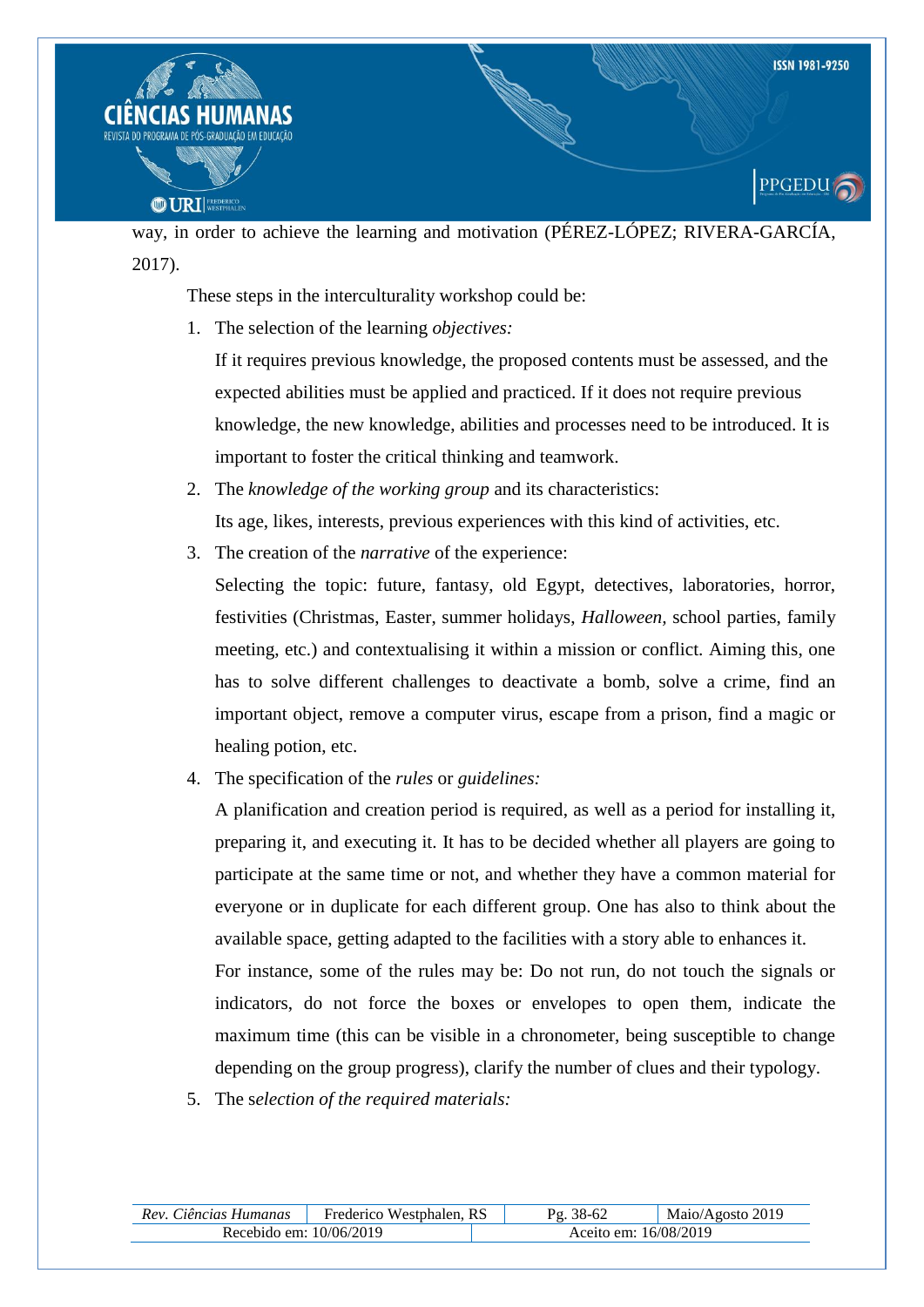way, in order to achieve the learning and motivation (PÉREZ-LÓPEZ; RIVERA-GARCÍA, 2017).

These steps in the interculturality workshop could be:

1. The selection of the learning *objectives:*

   If it requires previous knowledge, the proposed contents must be assessed, and the expected abilities must be applied and practiced. If it does not require previous knowledge, the new knowledge, abilities and processes need to be introduced. It is important to foster the critical thinking and teamwork.

2. The *knowledge of the working group* and its characteristics:

   Its age, likes, interests, previous experiences with this kind of activities, etc.

3. The creation of the *narrative* of the experience:

   Selecting the topic: future, fantasy, old Egypt, detectives, laboratories, horror, festivities (Christmas, Easter, summer holidays, *Halloween*, school parties, family meeting, etc.) and contextualising it within a mission or conflict. Aiming this, one has to solve different challenges to deactivate a bomb, solve a crime, find an important object, remove a computer virus, escape from a prison, find a magic or healing potion, etc.

4. The specification of the *rules* or *guidelines:*

   A planification and creation period is required, as well as a period for installing it, preparing it, and executing it. It has to be decided whether all players are going to participate at the same time or not, and whether they have a common material for everyone or in duplicate for each different group. One has also to think about the available space, getting adapted to the facilities with a story able to enhances it.

   For instance, some of the rules may be: Do not run, do not touch the signals or indicators, do not force the boxes or envelopes to open them, indicate the maximum time (this can be visible in a chronometer, being susceptible to change depending on the group progress), clarify the number of clues and their typology.

5. The s*election of the required materials:*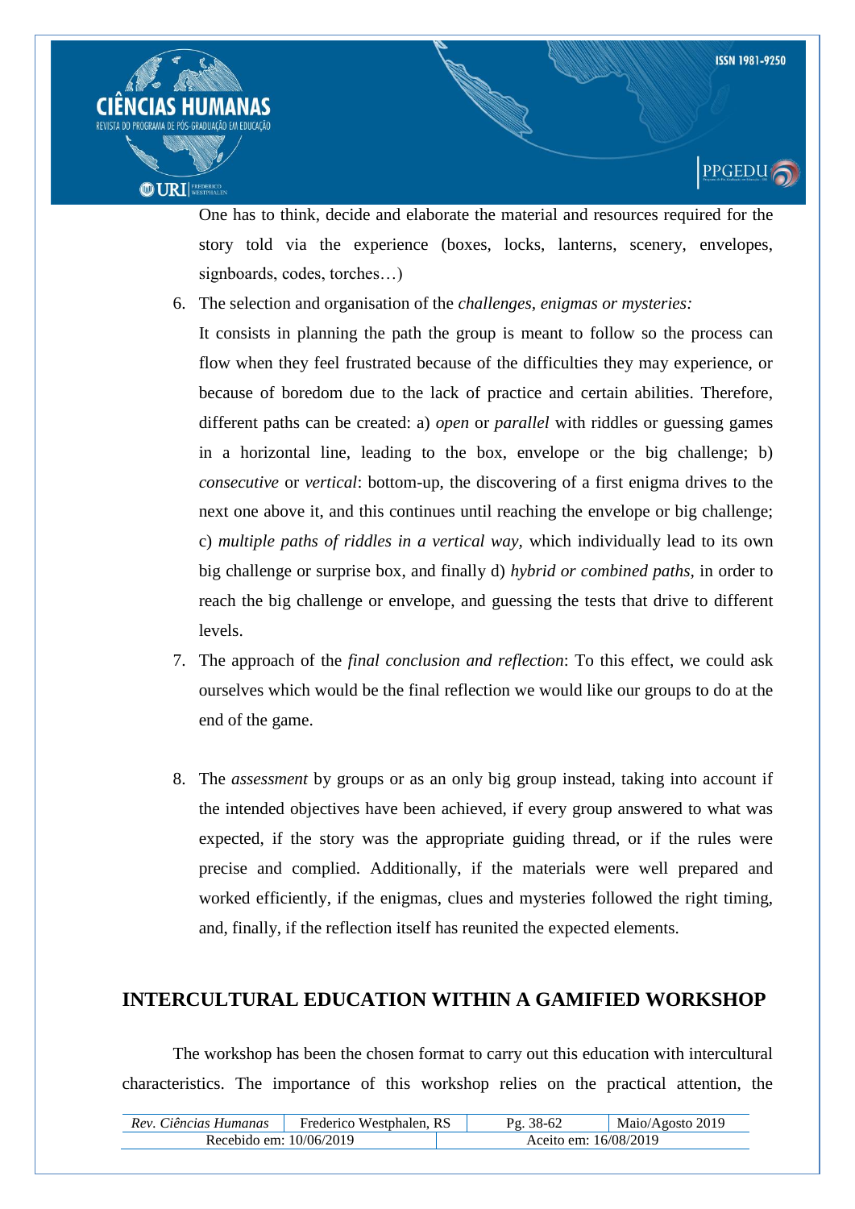One has to think, decide and elaborate the material and resources required for the story told via the experience (boxes, locks, lanterns, scenery, envelopes, signboards, codes, torches…)

6. The selection and organisation of the *challenges, enigmas or mysteries:*

   It consists in planning the path the group is meant to follow so the process can flow when they feel frustrated because of the difficulties they may experience, or because of boredom due to the lack of practice and certain abilities. Therefore, different paths can be created: a) *open* or *parallel* with riddles or guessing games in a horizontal line, leading to the box, envelope or the big challenge; b) *consecutive* or *vertical*: bottom-up, the discovering of a first enigma drives to the next one above it, and this continues until reaching the envelope or big challenge; c) *multiple paths of riddles in a vertical way,* which individually lead to its own big challenge or surprise box, and finally d) *hybrid or combined paths,* in order to reach the big challenge or envelope, and guessing the tests that drive to different levels.

7. The approach of the *final conclusion and reflection*: To this effect, we could ask ourselves which would be the final reflection we would like our groups to do at the end of the game.

8. The *assessment* by groups or as an only big group instead, taking into account if the intended objectives have been achieved, if every group answered to what was expected, if the story was the appropriate guiding thread, or if the rules were precise and complied. Additionally, if the materials were well prepared and worked efficiently, if the enigmas, clues and mysteries followed the right timing, and, finally, if the reflection itself has reunited the expected elements.

## INTERCULTURAL EDUCATION WITHIN A GAMIFIED WORKSHOP

The workshop has been the chosen format to carry out this education with intercultural characteristics. The importance of this workshop relies on the practical attention, the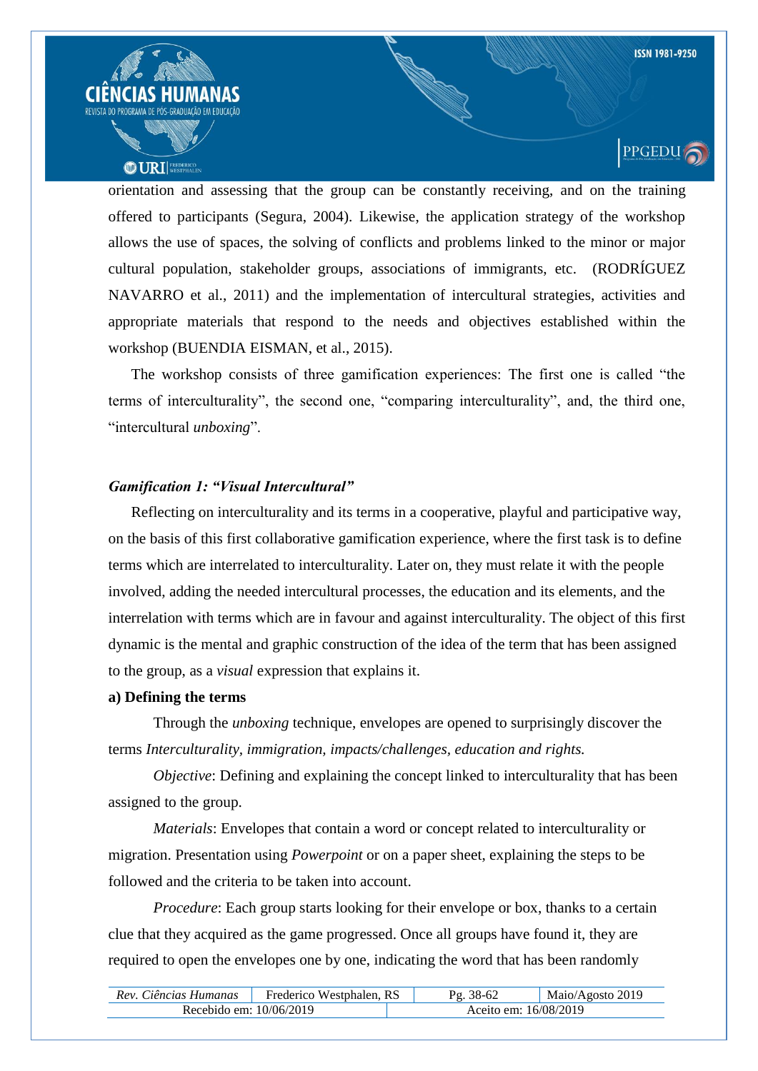orientation and assessing that the group can be constantly receiving, and on the training offered to participants (Segura, 2004). Likewise, the application strategy of the workshop allows the use of spaces, the solving of conflicts and problems linked to the minor or major cultural population, stakeholder groups, associations of immigrants, etc. (RODRÍGUEZ NAVARRO et al., 2011) and the implementation of intercultural strategies, activities and appropriate materials that respond to the needs and objectives established within the workshop (BUENDIA EISMAN, et al., 2015).

The workshop consists of three gamification experiences: The first one is called "the terms of interculturality", the second one, "comparing interculturality", and, the third one, "intercultural *unboxing*".

### *Gamification 1: "Visual Intercultural"*

Reflecting on interculturality and its terms in a cooperative, playful and participative way, on the basis of this first collaborative gamification experience, where the first task is to define terms which are interrelated to interculturality. Later on, they must relate it with the people involved, adding the needed intercultural processes, the education and its elements, and the interrelation with terms which are in favour and against interculturality. The object of this first dynamic is the mental and graphic construction of the idea of the term that has been assigned to the group, as a *visual* expression that explains it.

**a) Defining the terms**

Through the *unboxing* technique, envelopes are opened to surprisingly discover the terms *Interculturality, immigration, impacts/challenges, education and rights.*

*Objective*: Defining and explaining the concept linked to interculturality that has been assigned to the group.

*Materials*: Envelopes that contain a word or concept related to interculturality or migration. Presentation using *Powerpoint* or on a paper sheet, explaining the steps to be followed and the criteria to be taken into account.

*Procedure*: Each group starts looking for their envelope or box, thanks to a certain clue that they acquired as the game progressed. Once all groups have found it, they are required to open the envelopes one by one, indicating the word that has been randomly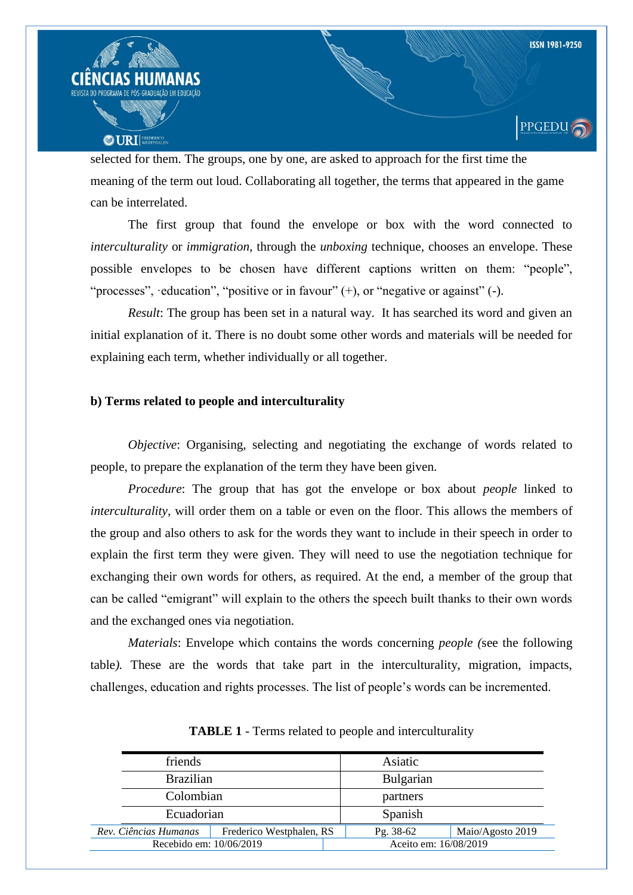selected for them. The groups, one by one, are asked to approach for the first time the meaning of the term out loud. Collaborating all together, the terms that appeared in the game can be interrelated.

The first group that found the envelope or box with the word connected to *interculturality* or *immigration,* through the *unboxing* technique, chooses an envelope. These possible envelopes to be chosen have different captions written on them: "people", "processes", ·education", "positive or in favour" (+), or "negative or against" (-).

*Result*: The group has been set in a natural way. It has searched its word and given an initial explanation of it. There is no doubt some other words and materials will be needed for explaining each term, whether individually or all together.

**b) Terms related to people and interculturality**

*Objective*: Organising, selecting and negotiating the exchange of words related to people, to prepare the explanation of the term they have been given.

*Procedure*: The group that has got the envelope or box about *people* linked to *interculturality,* will order them on a table or even on the floor. This allows the members of the group and also others to ask for the words they want to include in their speech in order to explain the first term they were given. They will need to use the negotiation technique for exchanging their own words for others, as required. At the end, a member of the group that can be called "emigrant" will explain to the others the speech built thanks to their own words and the exchanged ones via negotiation.

*Materials*: Envelope which contains the words concerning *people (*see the following table*).* These are the words that take part in the interculturality, migration, impacts, challenges, education and rights processes. The list of people's words can be incremented.

**TABLE 1** - Terms related to people and interculturality

| | |
|---|---|
| friends | Asiatic |
| Brazilian | Bulgarian |
| Colombian | partners |
| Ecuadorian | Spanish |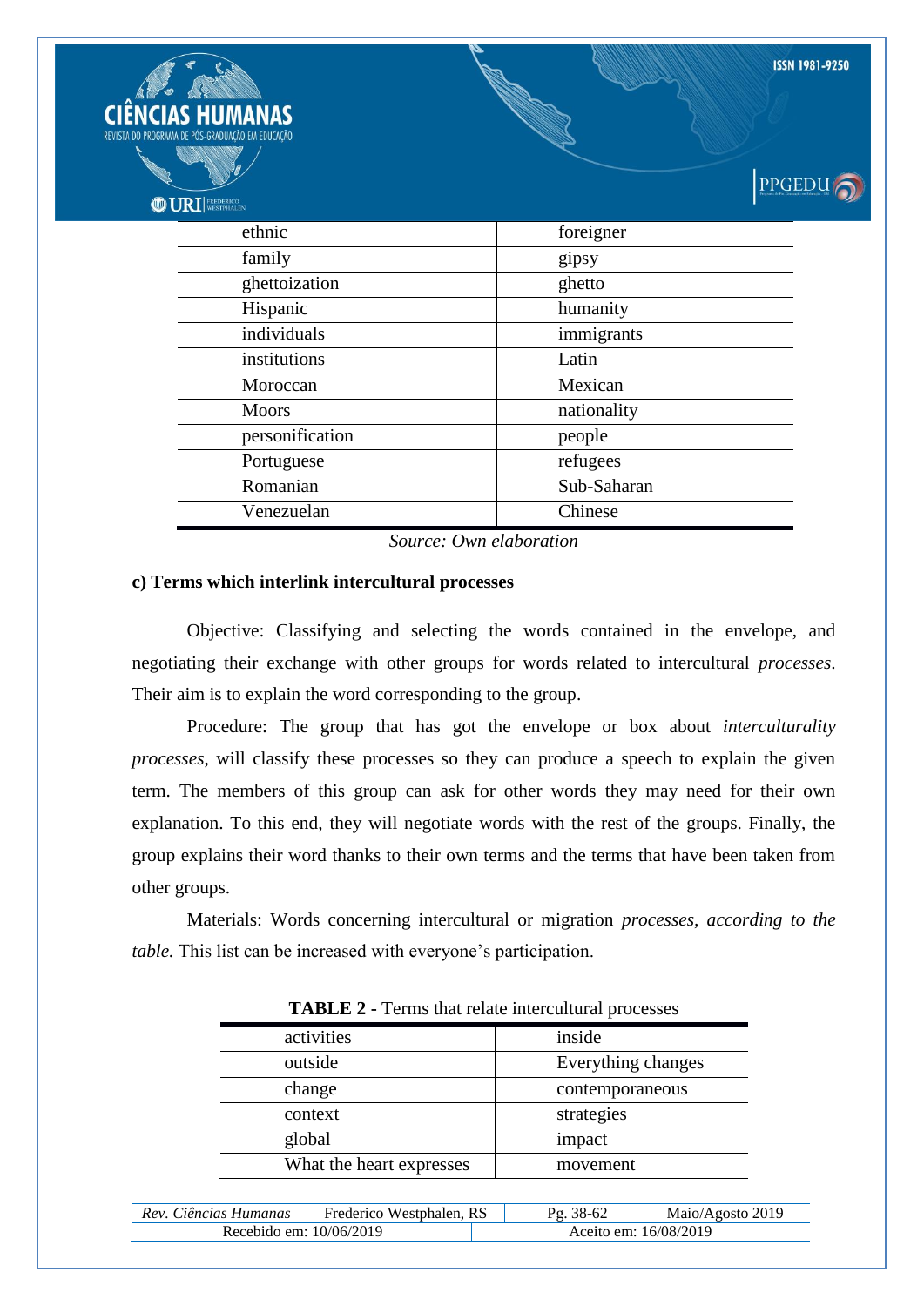| | |
|---|---|
| ethnic | foreigner |
| family | gipsy |
| ghettoization | ghetto |
| Hispanic | humanity |
| individuals | immigrants |
| institutions | Latin |
| Moroccan | Mexican |
| Moors | nationality |
| personification | people |
| Portuguese | refugees |
| Romanian | Sub-Saharan |
| Venezuelan | Chinese |

*Source: Own elaboration*

**c) Terms which interlink intercultural processes**

Objective: Classifying and selecting the words contained in the envelope, and negotiating their exchange with other groups for words related to intercultural *processes*. Their aim is to explain the word corresponding to the group.

Procedure: The group that has got the envelope or box about *interculturality processes*, will classify these processes so they can produce a speech to explain the given term. The members of this group can ask for other words they may need for their own explanation. To this end, they will negotiate words with the rest of the groups. Finally, the group explains their word thanks to their own terms and the terms that have been taken from other groups.

Materials: Words concerning intercultural or migration *processes, according to the table.* This list can be increased with everyone's participation.

**TABLE 2 -** Terms that relate intercultural processes

| | |
|---|---|
| activities | inside |
| outside | Everything changes |
| change | contemporaneous |
| context | strategies |
| global | impact |
| What the heart expresses | movement |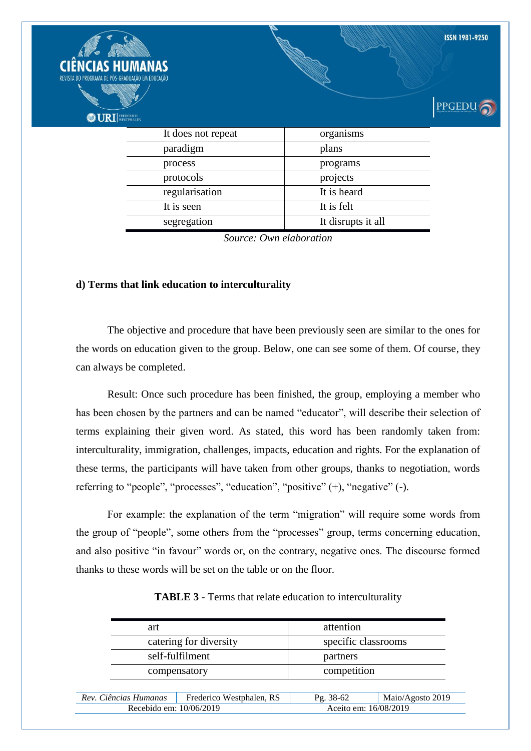| | |
|---|---|
| It does not repeat | organisms |
| paradigm | plans |
| process | programs |
| protocols | projects |
| regularisation | It is heard |
| It is seen | It is felt |
| segregation | It disrupts it all |

*Source: Own elaboration*

**d) Terms that link education to interculturality**

The objective and procedure that have been previously seen are similar to the ones for the words on education given to the group. Below, one can see some of them. Of course, they can always be completed.

Result: Once such procedure has been finished, the group, employing a member who has been chosen by the partners and can be named "educator", will describe their selection of terms explaining their given word. As stated, this word has been randomly taken from: interculturality, immigration, challenges, impacts, education and rights. For the explanation of these terms, the participants will have taken from other groups, thanks to negotiation, words referring to "people", "processes", "education", "positive" (+), "negative" (-).

For example: the explanation of the term "migration" will require some words from the group of "people", some others from the "processes" group, terms concerning education, and also positive "in favour" words or, on the contrary, negative ones. The discourse formed thanks to these words will be set on the table or on the floor.

**TABLE 3** - Terms that relate education to interculturality

| | |
|---|---|
| art | attention |
| catering for diversity | specific classrooms |
| self-fulfilment | partners |
| compensatory | competition |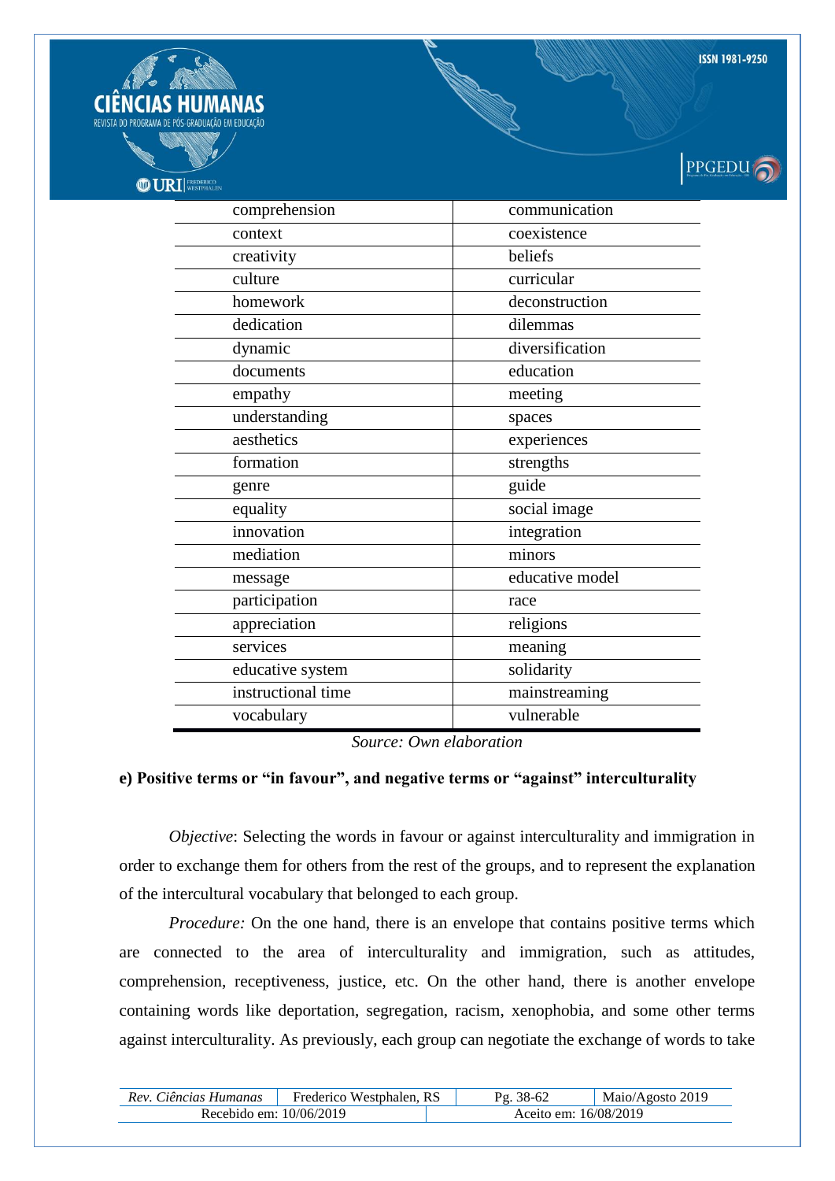| comprehension | communication |
|---|---|
| context | coexistence |
| creativity | beliefs |
| culture | curricular |
| homework | deconstruction |
| dedication | dilemmas |
| dynamic | diversification |
| documents | education |
| empathy | meeting |
| understanding | spaces |
| aesthetics | experiences |
| formation | strengths |
| genre | guide |
| equality | social image |
| innovation | integration |
| mediation | minors |
| message | educative model |
| participation | race |
| appreciation | religions |
| services | meaning |
| educative system | solidarity |
| instructional time | mainstreaming |
| vocabulary | vulnerable |

*Source: Own elaboration*

**e) Positive terms or "in favour", and negative terms or "against" interculturality**

*Objective*: Selecting the words in favour or against interculturality and immigration in order to exchange them for others from the rest of the groups, and to represent the explanation of the intercultural vocabulary that belonged to each group.

*Procedure:* On the one hand, there is an envelope that contains positive terms which are connected to the area of interculturality and immigration, such as attitudes, comprehension, receptiveness, justice, etc. On the other hand, there is another envelope containing words like deportation, segregation, racism, xenophobia, and some other terms against interculturality. As previously, each group can negotiate the exchange of words to take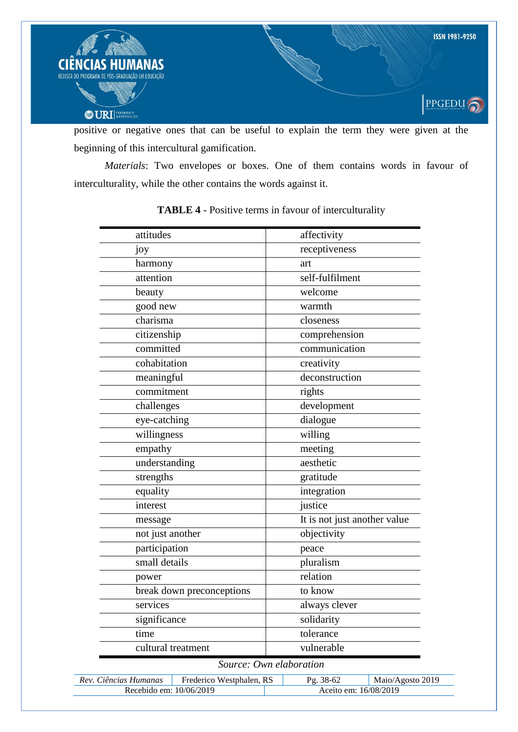positive or negative ones that can be useful to explain the term they were given at the beginning of this intercultural gamification.

*Materials*: Two envelopes or boxes. One of them contains words in favour of interculturality, while the other contains the words against it.

**TABLE 4** - Positive terms in favour of interculturality

| | |
|---|---|
| attitudes | affectivity |
| joy | receptiveness |
| harmony | art |
| attention | self-fulfilment |
| beauty | welcome |
| good new | warmth |
| charisma | closeness |
| citizenship | comprehension |
| committed | communication |
| cohabitation | creativity |
| meaningful | deconstruction |
| commitment | rights |
| challenges | development |
| eye-catching | dialogue |
| willingness | willing |
| empathy | meeting |
| understanding | aesthetic |
| strengths | gratitude |
| equality | integration |
| interest | justice |
| message | It is not just another value |
| not just another | objectivity |
| participation | peace |
| small details | pluralism |
| power | relation |
| break down preconceptions | to know |
| services | always clever |
| significance | solidarity |
| time | tolerance |
| cultural treatment | vulnerable |

*Source: Own elaboration*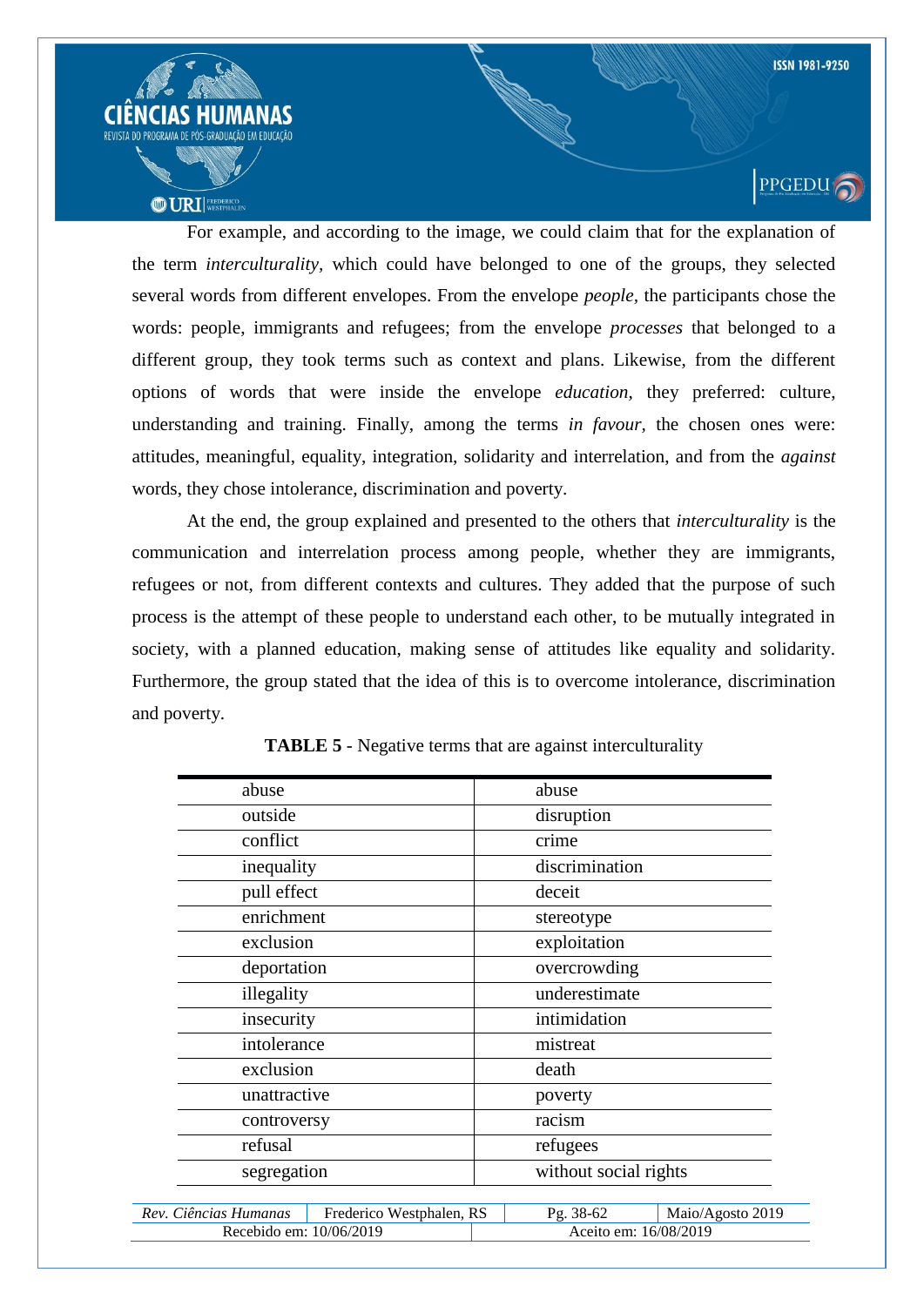For example, and according to the image, we could claim that for the explanation of the term *interculturality*, which could have belonged to one of the groups, they selected several words from different envelopes. From the envelope *people*, the participants chose the words: people, immigrants and refugees; from the envelope *processes* that belonged to a different group, they took terms such as context and plans. Likewise, from the different options of words that were inside the envelope *education*, they preferred: culture, understanding and training. Finally, among the terms *in favour*, the chosen ones were: attitudes, meaningful, equality, integration, solidarity and interrelation, and from the *against* words, they chose intolerance, discrimination and poverty.

At the end, the group explained and presented to the others that *interculturality* is the communication and interrelation process among people, whether they are immigrants, refugees or not, from different contexts and cultures. They added that the purpose of such process is the attempt of these people to understand each other, to be mutually integrated in society, with a planned education, making sense of attitudes like equality and solidarity. Furthermore, the group stated that the idea of this is to overcome intolerance, discrimination and poverty.

**TABLE 5** - Negative terms that are against interculturality

| | |
|---|---|
| abuse | abuse |
| outside | disruption |
| conflict | crime |
| inequality | discrimination |
| pull effect | deceit |
| enrichment | stereotype |
| exclusion | exploitation |
| deportation | overcrowding |
| illegality | underestimate |
| insecurity | intimidation |
| intolerance | mistreat |
| exclusion | death |
| unattractive | poverty |
| controversy | racism |
| refusal | refugees |
| segregation | without social rights |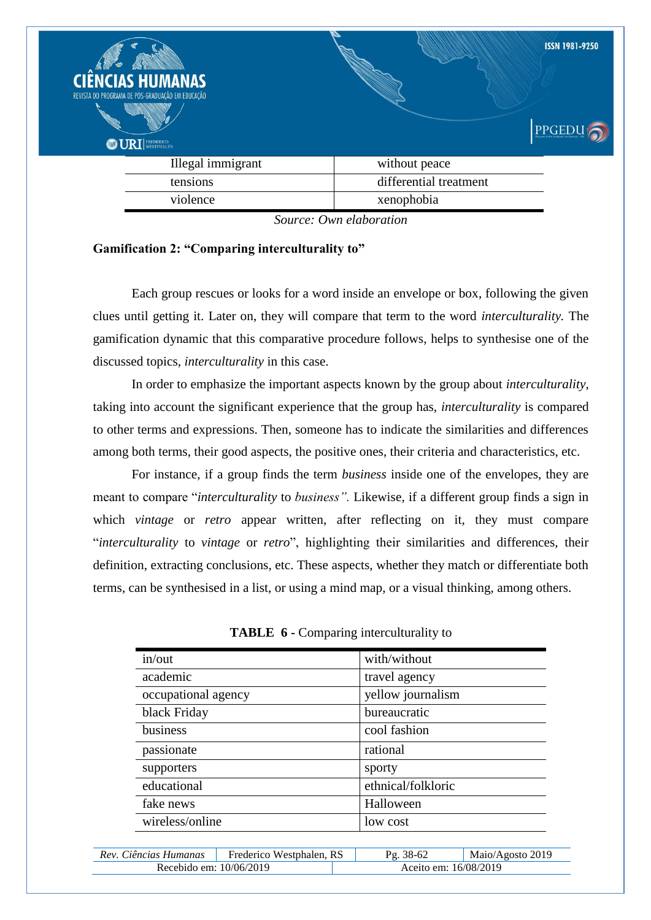| | |
|---|---|
| Illegal immigrant | without peace |
| tensions | differential treatment |
| violence | xenophobia |

*Source: Own elaboration*

**Gamification 2: "Comparing interculturality to"**

Each group rescues or looks for a word inside an envelope or box, following the given clues until getting it. Later on, they will compare that term to the word *interculturality.* The gamification dynamic that this comparative procedure follows, helps to synthesise one of the discussed topics, *interculturality* in this case.

In order to emphasize the important aspects known by the group about *interculturality*, taking into account the significant experience that the group has, *interculturality* is compared to other terms and expressions. Then, someone has to indicate the similarities and differences among both terms, their good aspects, the positive ones, their criteria and characteristics, etc.

For instance, if a group finds the term *business* inside one of the envelopes, they are meant to compare "*interculturality* to *business".* Likewise, if a different group finds a sign in which *vintage* or *retro* appear written, after reflecting on it, they must compare "*interculturality* to *vintage* or *retro*", highlighting their similarities and differences, their definition, extracting conclusions, etc. These aspects, whether they match or differentiate both terms, can be synthesised in a list, or using a mind map, or a visual thinking, among others.

**TABLE 6 -** Comparing interculturality to

| | |
|---|---|
| in/out | with/without |
| academic | travel agency |
| occupational agency | yellow journalism |
| black Friday | bureaucratic |
| business | cool fashion |
| passionate | rational |
| supporters | sporty |
| educational | ethnical/folkloric |
| fake news | Halloween |
| wireless/online | low cost |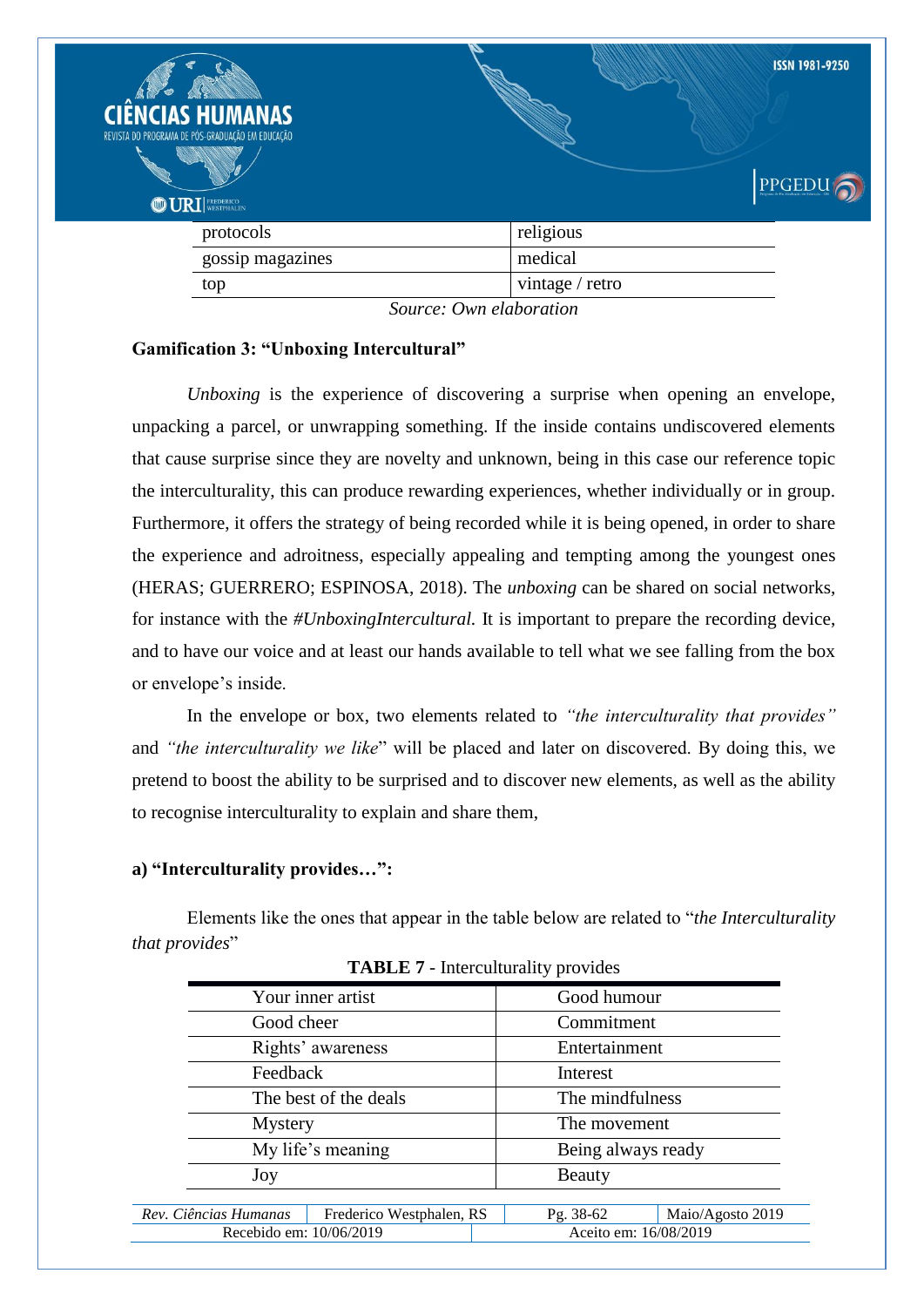| protocols | religious |
|---|---|
| gossip magazines | medical |
| top | vintage / retro |

*Source: Own elaboration*

**Gamification 3: "Unboxing Intercultural"**

*Unboxing* is the experience of discovering a surprise when opening an envelope, unpacking a parcel, or unwrapping something. If the inside contains undiscovered elements that cause surprise since they are novelty and unknown, being in this case our reference topic the interculturality, this can produce rewarding experiences, whether individually or in group. Furthermore, it offers the strategy of being recorded while it is being opened, in order to share the experience and adroitness, especially appealing and tempting among the youngest ones (HERAS; GUERRERO; ESPINOSA, 2018). The *unboxing* can be shared on social networks, for instance with the *#UnboxingIntercultural.* It is important to prepare the recording device, and to have our voice and at least our hands available to tell what we see falling from the box or envelope's inside.

In the envelope or box, two elements related to *"the interculturality that provides"* and *"the interculturality we like*" will be placed and later on discovered. By doing this, we pretend to boost the ability to be surprised and to discover new elements, as well as the ability to recognise interculturality to explain and share them,

**a) "Interculturality provides…":**

Elements like the ones that appear in the table below are related to "*the Interculturality that provides*"

**TABLE 7** - Interculturality provides

| Your inner artist | Good humour |
|---|---|
| Good cheer | Commitment |
| Rights' awareness | Entertainment |
| Feedback | Interest |
| The best of the deals | The mindfulness |
| Mystery | The movement |
| My life's meaning | Being always ready |
| Joy | Beauty |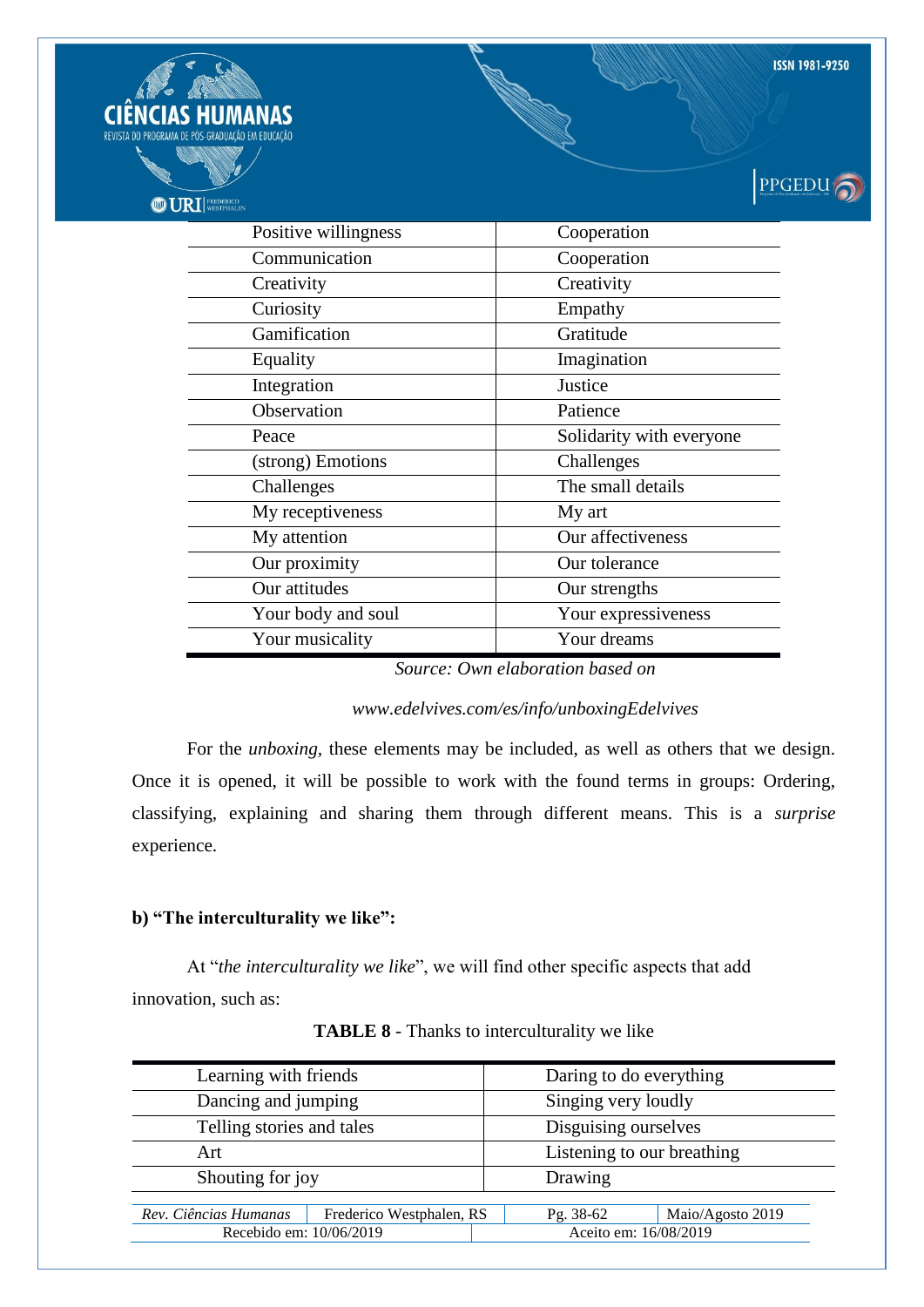| Positive willingness | Cooperation |
|---|---|
| Communication | Cooperation |
| Creativity | Creativity |
| Curiosity | Empathy |
| Gamification | Gratitude |
| Equality | Imagination |
| Integration | Justice |
| Observation | Patience |
| Peace | Solidarity with everyone |
| (strong) Emotions | Challenges |
| Challenges | The small details |
| My receptiveness | My art |
| My attention | Our affectiveness |
| Our proximity | Our tolerance |
| Our attitudes | Our strengths |
| Your body and soul | Your expressiveness |
| Your musicality | Your dreams |

*Source: Own elaboration based on*

*www.edelvives.com/es/info/unboxingEdelvives*

For the *unboxing*, these elements may be included, as well as others that we design. Once it is opened, it will be possible to work with the found terms in groups: Ordering, classifying, explaining and sharing them through different means. This is a *surprise* experience.

**b) "The interculturality we like":**

At "*the interculturality we like*", we will find other specific aspects that add innovation, such as:

**TABLE 8** - Thanks to interculturality we like

| Learning with friends | Daring to do everything |
|---|---|
| Dancing and jumping | Singing very loudly |
| Telling stories and tales | Disguising ourselves |
| Art | Listening to our breathing |
| Shouting for joy | Drawing |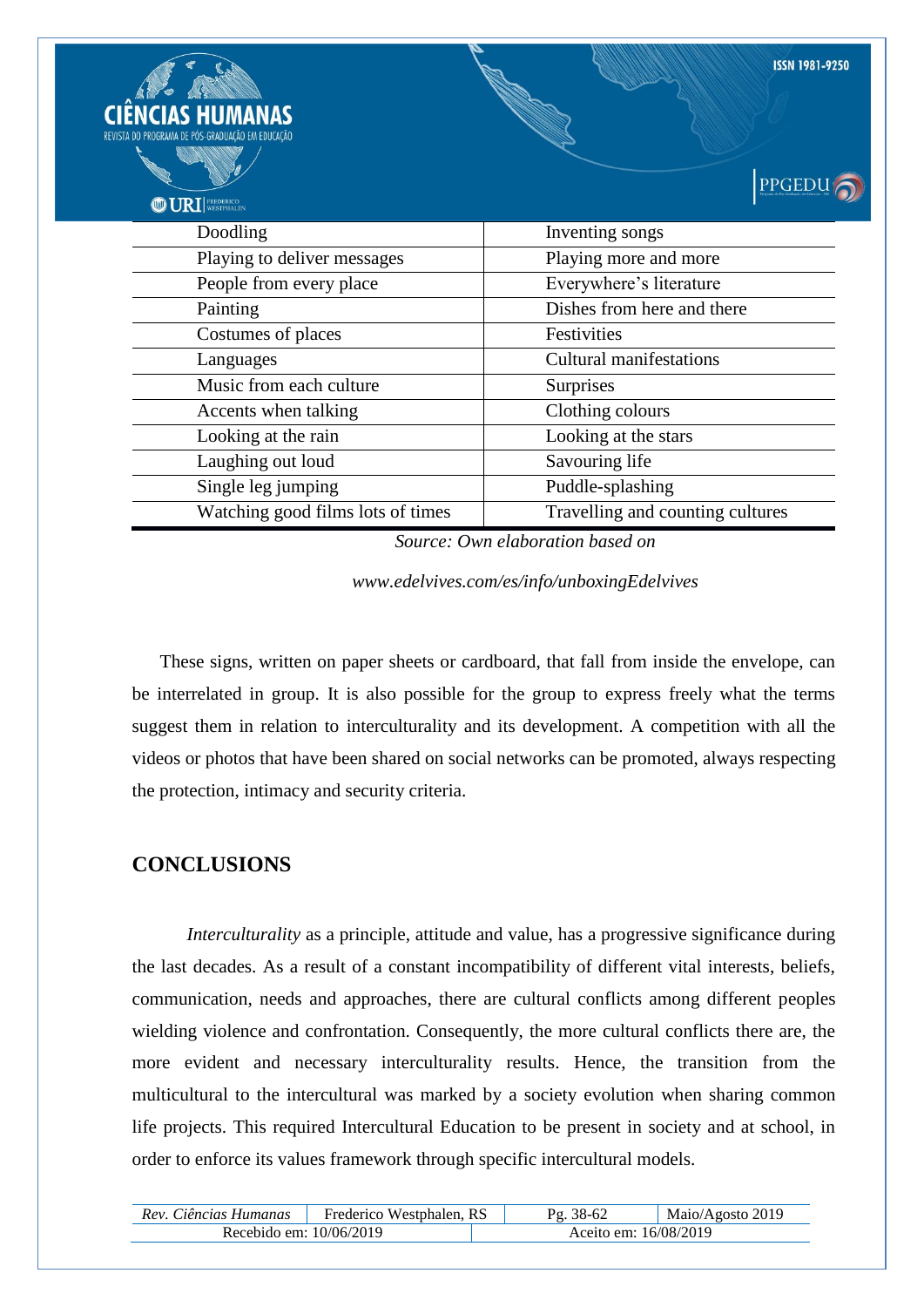| | |
|---|---|
| Doodling | Inventing songs |
| Playing to deliver messages | Playing more and more |
| People from every place | Everywhere's literature |
| Painting | Dishes from here and there |
| Costumes of places | Festivities |
| Languages | Cultural manifestations |
| Music from each culture | Surprises |
| Accents when talking | Clothing colours |
| Looking at the rain | Looking at the stars |
| Laughing out loud | Savouring life |
| Single leg jumping | Puddle-splashing |
| Watching good films lots of times | Travelling and counting cultures |

*Source: Own elaboration based on*

*www.edelvives.com/es/info/unboxingEdelvives*

These signs, written on paper sheets or cardboard, that fall from inside the envelope, can be interrelated in group. It is also possible for the group to express freely what the terms suggest them in relation to interculturality and its development. A competition with all the videos or photos that have been shared on social networks can be promoted, always respecting the protection, intimacy and security criteria.

## CONCLUSIONS

*Interculturality* as a principle, attitude and value, has a progressive significance during the last decades. As a result of a constant incompatibility of different vital interests, beliefs, communication, needs and approaches, there are cultural conflicts among different peoples wielding violence and confrontation. Consequently, the more cultural conflicts there are, the more evident and necessary interculturality results. Hence, the transition from the multicultural to the intercultural was marked by a society evolution when sharing common life projects. This required Intercultural Education to be present in society and at school, in order to enforce its values framework through specific intercultural models.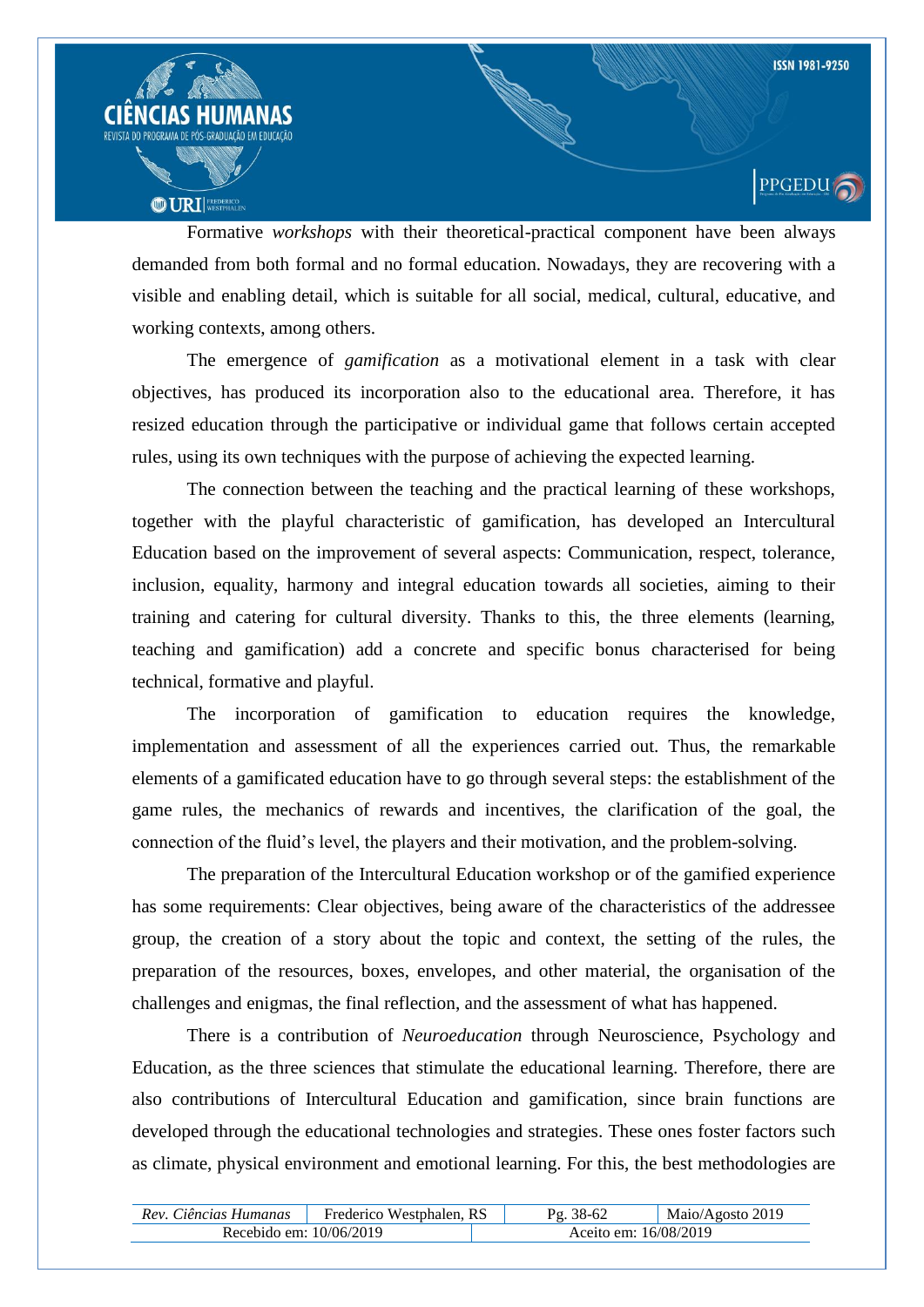Formative *workshops* with their theoretical-practical component have been always demanded from both formal and no formal education. Nowadays, they are recovering with a visible and enabling detail, which is suitable for all social, medical, cultural, educative, and working contexts, among others.

The emergence of *gamification* as a motivational element in a task with clear objectives, has produced its incorporation also to the educational area. Therefore, it has resized education through the participative or individual game that follows certain accepted rules, using its own techniques with the purpose of achieving the expected learning.

The connection between the teaching and the practical learning of these workshops, together with the playful characteristic of gamification, has developed an Intercultural Education based on the improvement of several aspects: Communication, respect, tolerance, inclusion, equality, harmony and integral education towards all societies, aiming to their training and catering for cultural diversity. Thanks to this, the three elements (learning, teaching and gamification) add a concrete and specific bonus characterised for being technical, formative and playful.

The incorporation of gamification to education requires the knowledge, implementation and assessment of all the experiences carried out. Thus, the remarkable elements of a gamificated education have to go through several steps: the establishment of the game rules, the mechanics of rewards and incentives, the clarification of the goal, the connection of the fluid's level, the players and their motivation, and the problem-solving.

The preparation of the Intercultural Education workshop or of the gamified experience has some requirements: Clear objectives, being aware of the characteristics of the addressee group, the creation of a story about the topic and context, the setting of the rules, the preparation of the resources, boxes, envelopes, and other material, the organisation of the challenges and enigmas, the final reflection, and the assessment of what has happened.

There is a contribution of *Neuroeducation* through Neuroscience, Psychology and Education, as the three sciences that stimulate the educational learning. Therefore, there are also contributions of Intercultural Education and gamification, since brain functions are developed through the educational technologies and strategies. These ones foster factors such as climate, physical environment and emotional learning. For this, the best methodologies are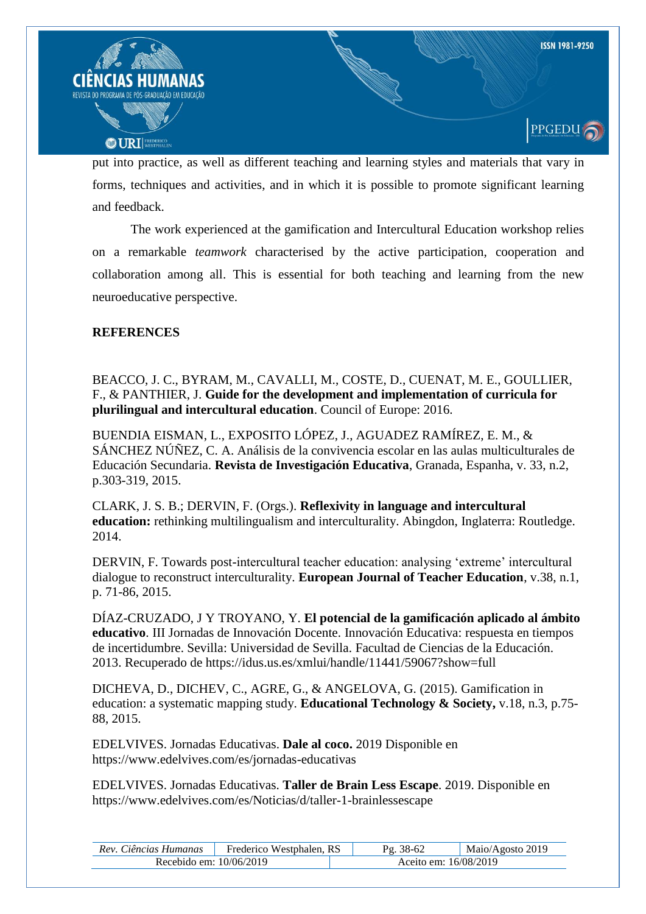put into practice, as well as different teaching and learning styles and materials that vary in forms, techniques and activities, and in which it is possible to promote significant learning and feedback.

The work experienced at the gamification and Intercultural Education workshop relies on a remarkable *teamwork* characterised by the active participation, cooperation and collaboration among all. This is essential for both teaching and learning from the new neuroeducative perspective.

**REFERENCES**

BEACCO, J. C., BYRAM, M., CAVALLI, M., COSTE, D., CUENAT, M. E., GOULLIER, F., & PANTHIER, J. **Guide for the development and implementation of curricula for plurilingual and intercultural education**. Council of Europe: 2016.

BUENDIA EISMAN, L., EXPOSITO LÓPEZ, J., AGUADEZ RAMÍREZ, E. M., & SÁNCHEZ NÚÑEZ, C. A. Análisis de la convivencia escolar en las aulas multiculturales de Educación Secundaria. **Revista de Investigación Educativa**, Granada, Espanha, v. 33, n.2, p.303-319, 2015.

CLARK, J. S. B.; DERVIN, F. (Orgs.). **Reflexivity in language and intercultural education:** rethinking multilingualism and interculturality. Abingdon, Inglaterra: Routledge. 2014.

DERVIN, F. Towards post-intercultural teacher education: analysing 'extreme' intercultural dialogue to reconstruct interculturality. **European Journal of Teacher Education**, v.38, n.1, p. 71-86, 2015.

DÍAZ-CRUZADO, J Y TROYANO, Y. **El potencial de la gamificación aplicado al ámbito educativo**. III Jornadas de Innovación Docente. Innovación Educativa: respuesta en tiempos de incertidumbre. Sevilla: Universidad de Sevilla. Facultad de Ciencias de la Educación. 2013. Recuperado de https://idus.us.es/xmlui/handle/11441/59067?show=full

DICHEVA, D., DICHEV, C., AGRE, G., & ANGELOVA, G. (2015). Gamification in education: a systematic mapping study. **Educational Technology & Society,** v.18, n.3, p.75-88, 2015.

EDELVIVES. Jornadas Educativas. **Dale al coco.** 2019 Disponible en https://www.edelvives.com/es/jornadas-educativas

EDELVIVES. Jornadas Educativas. **Taller de Brain Less Escape**. 2019. Disponible en https://www.edelvives.com/es/Noticias/d/taller-1-brainlessescape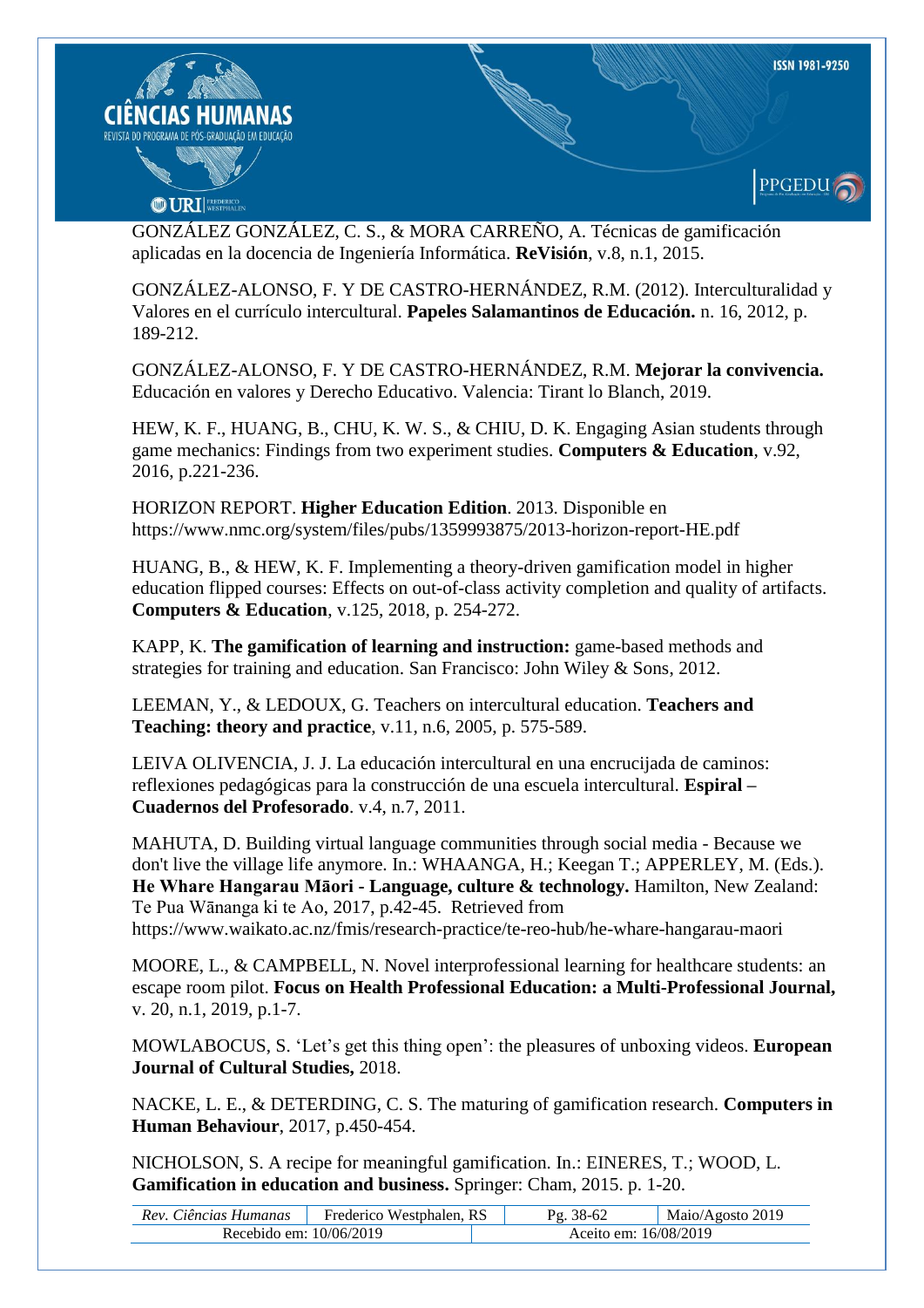GONZÁLEZ GONZÁLEZ, C. S., & MORA CARREÑO, A. Técnicas de gamificación aplicadas en la docencia de Ingeniería Informática. **ReVisión**, v.8, n.1, 2015.

GONZÁLEZ-ALONSO, F. Y DE CASTRO-HERNÁNDEZ, R.M. (2012). Interculturalidad y Valores en el currículo intercultural. **Papeles Salamantinos de Educación.** n. 16, 2012, p. 189-212.

GONZÁLEZ-ALONSO, F. Y DE CASTRO-HERNÁNDEZ, R.M. **Mejorar la convivencia.** Educación en valores y Derecho Educativo. Valencia: Tirant lo Blanch, 2019.

HEW, K. F., HUANG, B., CHU, K. W. S., & CHIU, D. K. Engaging Asian students through game mechanics: Findings from two experiment studies. **Computers & Education**, v.92, 2016, p.221-236.

HORIZON REPORT. **Higher Education Edition**. 2013. Disponible en https://www.nmc.org/system/files/pubs/1359993875/2013-horizon-report-HE.pdf

HUANG, B., & HEW, K. F. Implementing a theory-driven gamification model in higher education flipped courses: Effects on out-of-class activity completion and quality of artifacts. **Computers & Education**, v.125, 2018, p. 254-272.

KAPP, K. **The gamification of learning and instruction:** game-based methods and strategies for training and education. San Francisco: John Wiley & Sons, 2012.

LEEMAN, Y., & LEDOUX, G. Teachers on intercultural education. **Teachers and Teaching: theory and practice**, v.11, n.6, 2005, p. 575-589.

LEIVA OLIVENCIA, J. J. La educación intercultural en una encrucijada de caminos: reflexiones pedagógicas para la construcción de una escuela intercultural. **Espiral – Cuadernos del Profesorado**. v.4, n.7, 2011.

MAHUTA, D. Building virtual language communities through social media - Because we don't live the village life anymore. In.: WHAANGA, H.; Keegan T.; APPERLEY, M. (Eds.). **He Whare Hangarau Māori - Language, culture & technology.** Hamilton, New Zealand: Te Pua Wānanga ki te Ao, 2017, p.42-45. Retrieved from https://www.waikato.ac.nz/fmis/research-practice/te-reo-hub/he-whare-hangarau-maori

MOORE, L., & CAMPBELL, N. Novel interprofessional learning for healthcare students: an escape room pilot. **Focus on Health Professional Education: a Multi-Professional Journal,** v. 20, n.1, 2019, p.1-7.

MOWLABOCUS, S. 'Let's get this thing open': the pleasures of unboxing videos. **European Journal of Cultural Studies,** 2018.

NACKE, L. E., & DETERDING, C. S. The maturing of gamification research. **Computers in Human Behaviour**, 2017, p.450-454.

NICHOLSON, S. A recipe for meaningful gamification. In.: EINERES, T.; WOOD, L. **Gamification in education and business.** Springer: Cham, 2015. p. 1-20.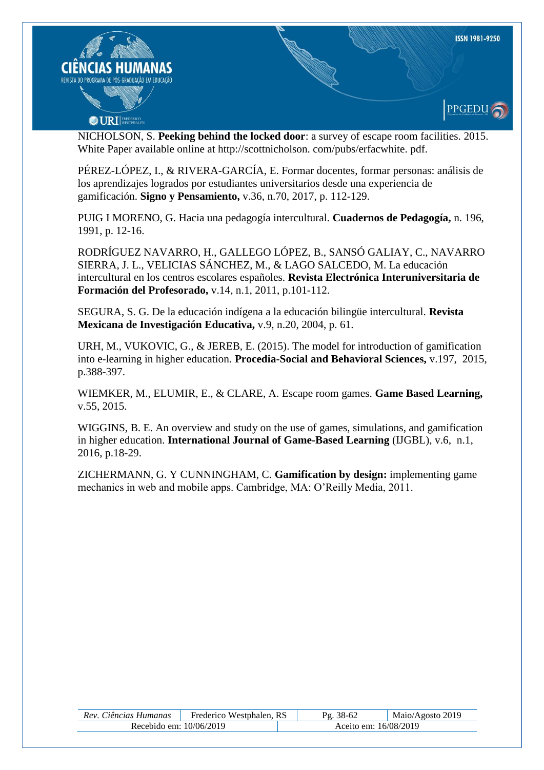NICHOLSON, S. **Peeking behind the locked door**: a survey of escape room facilities. 2015. White Paper available online at http://scottnicholson. com/pubs/erfacwhite. pdf.

PÉREZ-LÓPEZ, I., & RIVERA-GARCÍA, E. Formar docentes, formar personas: análisis de los aprendizajes logrados por estudiantes universitarios desde una experiencia de gamificación. **Signo y Pensamiento,** v.36, n.70, 2017, p. 112-129.

PUIG I MORENO, G. Hacia una pedagogía intercultural. **Cuadernos de Pedagogía,** n. 196, 1991, p. 12-16.

RODRÍGUEZ NAVARRO, H., GALLEGO LÓPEZ, B., SANSÓ GALIAY, C., NAVARRO SIERRA, J. L., VELICIAS SÁNCHEZ, M., & LAGO SALCEDO, M. La educación intercultural en los centros escolares españoles. **Revista Electrónica Interuniversitaria de Formación del Profesorado,** v.14, n.1, 2011, p.101-112.

SEGURA, S. G. De la educación indígena a la educación bilingüe intercultural. **Revista Mexicana de Investigación Educativa,** v.9, n.20, 2004, p. 61.

URH, M., VUKOVIC, G., & JEREB, E. (2015). The model for introduction of gamification into e-learning in higher education. **Procedia-Social and Behavioral Sciences,** v.197, 2015, p.388-397.

WIEMKER, M., ELUMIR, E., & CLARE, A. Escape room games. **Game Based Learning,** v.55, 2015.

WIGGINS, B. E. An overview and study on the use of games, simulations, and gamification in higher education. **International Journal of Game-Based Learning** (IJGBL), v.6, n.1, 2016, p.18-29.

ZICHERMANN, G. Y CUNNINGHAM, C. **Gamification by design:** implementing game mechanics in web and mobile apps. Cambridge, MA: O'Reilly Media, 2011.

Recebido em: 10/06/2019 | Aceito em: 16/08/2019